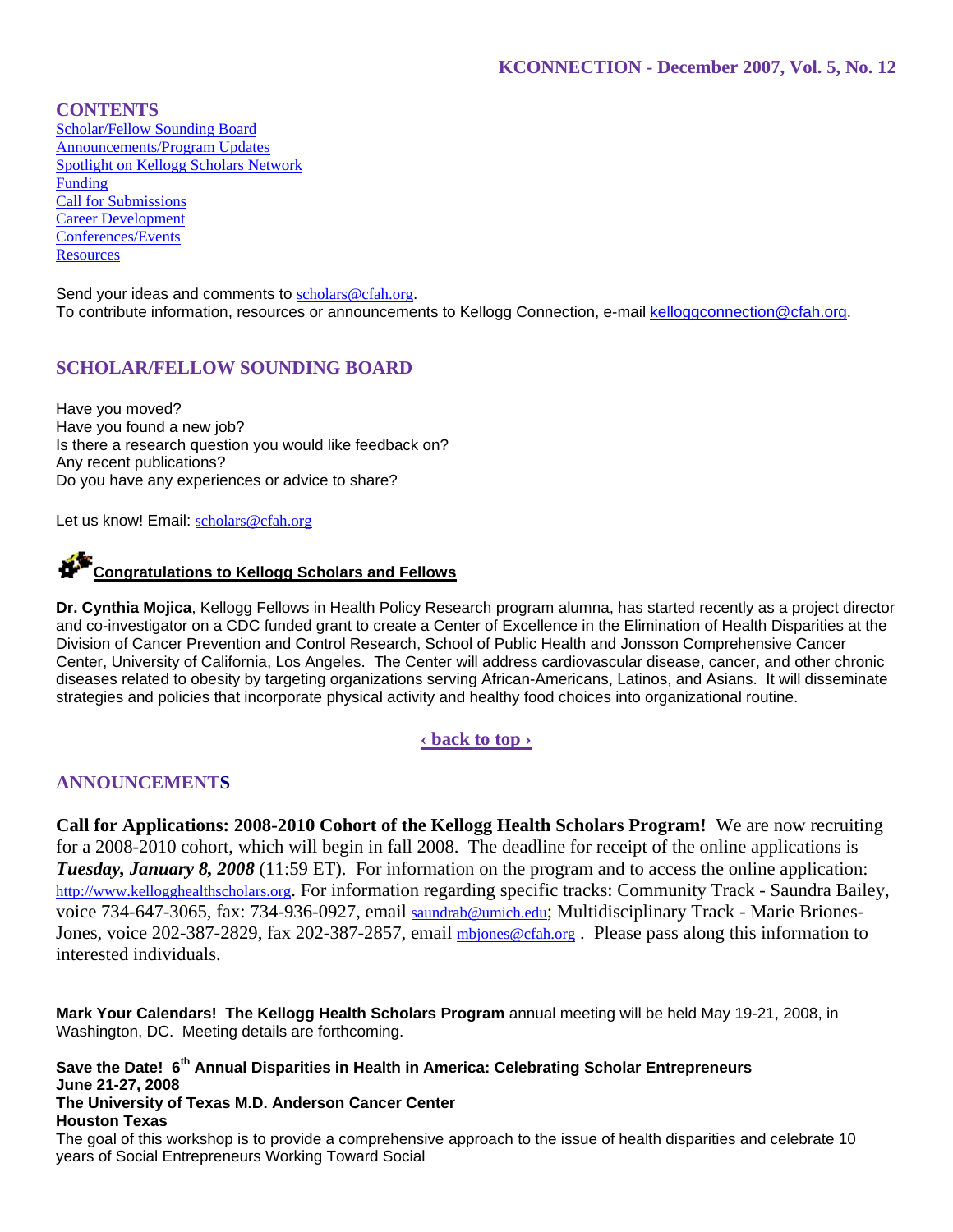**KCONNECTION - December 2007, Vol. 5, No. 12**

## CONTENTS

Scholar/Fellow Sounding Board
Announcements/Program Updates
Spotlight on Kellogg Scholars Network
Funding
Call for Submissions
Career Development
Conferences/Events
Resources

Send your ideas and comments to scholars@cfah.org.
To contribute information, resources or announcements to Kellogg Connection, e-mail kelloggconnection@cfah.org.

## SCHOLAR/FELLOW SOUNDING BOARD

Have you moved?
Have you found a new job?
Is there a research question you would like feedback on?
Any recent publications?
Do you have any experiences or advice to share?

Let us know! Email: scholars@cfah.org

### Congratulations to Kellogg Scholars and Fellows

**Dr. Cynthia Mojica**, Kellogg Fellows in Health Policy Research program alumna, has started recently as a project director and co-investigator on a CDC funded grant to create a Center of Excellence in the Elimination of Health Disparities at the Division of Cancer Prevention and Control Research, School of Public Health and Jonsson Comprehensive Cancer Center, University of California, Los Angeles. The Center will address cardiovascular disease, cancer, and other chronic diseases related to obesity by targeting organizations serving African-Americans, Latinos, and Asians. It will disseminate strategies and policies that incorporate physical activity and healthy food choices into organizational routine.

‹ back to top ›

## ANNOUNCEMENTS

**Call for Applications: 2008-2010 Cohort of the Kellogg Health Scholars Program!** We are now recruiting for a 2008-2010 cohort, which will begin in fall 2008. The deadline for receipt of the online applications is ***Tuesday, January 8, 2008*** (11:59 ET). For information on the program and to access the online application: http://www.kellogghealthscholars.org. For information regarding specific tracks: Community Track - Saundra Bailey, voice 734-647-3065, fax: 734-936-0927, email saundrab@umich.edu; Multidisciplinary Track - Marie Briones-Jones, voice 202-387-2829, fax 202-387-2857, email mbjones@cfah.org . Please pass along this information to interested individuals.

**Mark Your Calendars! The Kellogg Health Scholars Program** annual meeting will be held May 19-21, 2008, in Washington, DC. Meeting details are forthcoming.

**Save the Date! 6th Annual Disparities in Health in America: Celebrating Scholar Entrepreneurs**
**June 21-27, 2008**
**The University of Texas M.D. Anderson Cancer Center**
**Houston Texas**
The goal of this workshop is to provide a comprehensive approach to the issue of health disparities and celebrate 10 years of Social Entrepreneurs Working Toward Social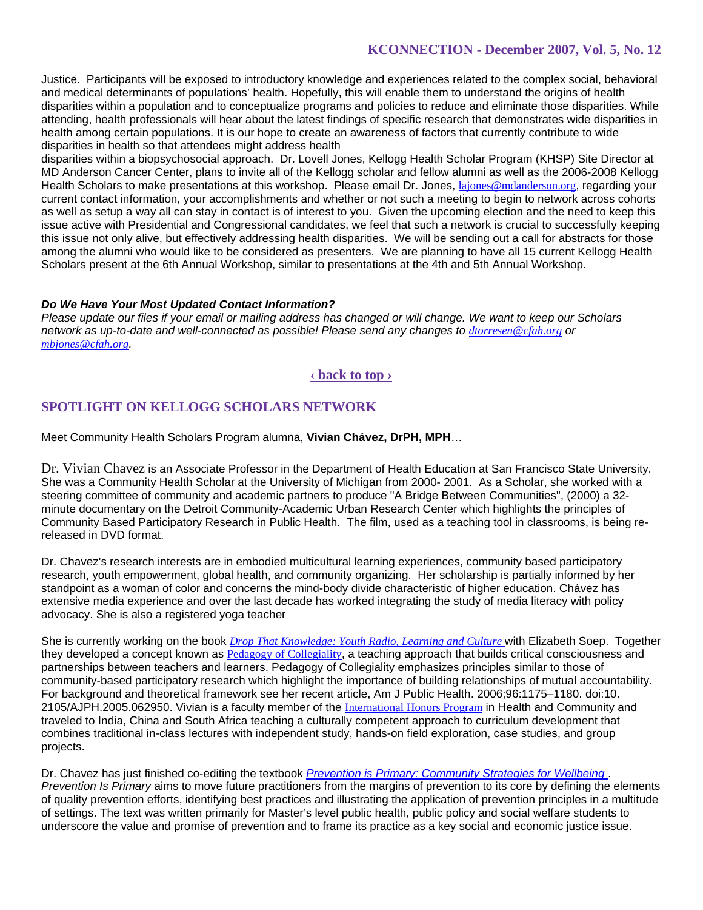Justice. Participants will be exposed to introductory knowledge and experiences related to the complex social, behavioral and medical determinants of populations' health. Hopefully, this will enable them to understand the origins of health disparities within a population and to conceptualize programs and policies to reduce and eliminate those disparities. While attending, health professionals will hear about the latest findings of specific research that demonstrates wide disparities in health among certain populations. It is our hope to create an awareness of factors that currently contribute to wide disparities in health so that attendees might address health disparities within a biopsychosocial approach. Dr. Lovell Jones, Kellogg Health Scholar Program (KHSP) Site Director at MD Anderson Cancer Center, plans to invite all of the Kellogg scholar and fellow alumni as well as the 2006-2008 Kellogg Health Scholars to make presentations at this workshop. Please email Dr. Jones, lajones@mdanderson.org, regarding your current contact information, your accomplishments and whether or not such a meeting to begin to network across cohorts as well as setup a way all can stay in contact is of interest to you. Given the upcoming election and the need to keep this issue active with Presidential and Congressional candidates, we feel that such a network is crucial to successfully keeping this issue not only alive, but effectively addressing health disparities. We will be sending out a call for abstracts for those among the alumni who would like to be considered as presenters. We are planning to have all 15 current Kellogg Health Scholars present at the 6th Annual Workshop, similar to presentations at the 4th and 5th Annual Workshop.

***Do We Have Your Most Updated Contact Information?***
*Please update our files if your email or mailing address has changed or will change. We want to keep our Scholars network as up-to-date and well-connected as possible! Please send any changes to dtorresen@cfah.org or mbjones@cfah.org.*

‹ back to top ›

## SPOTLIGHT ON KELLOGG SCHOLARS NETWORK

Meet Community Health Scholars Program alumna, **Vivian Chávez, DrPH, MPH**…

Dr. Vivian Chavez is an Associate Professor in the Department of Health Education at San Francisco State University. She was a Community Health Scholar at the University of Michigan from 2000- 2001. As a Scholar, she worked with a steering committee of community and academic partners to produce "A Bridge Between Communities", (2000) a 32-minute documentary on the Detroit Community-Academic Urban Research Center which highlights the principles of Community Based Participatory Research in Public Health. The film, used as a teaching tool in classrooms, is being re-released in DVD format.

Dr. Chavez's research interests are in embodied multicultural learning experiences, community based participatory research, youth empowerment, global health, and community organizing. Her scholarship is partially informed by her standpoint as a woman of color and concerns the mind-body divide characteristic of higher education. Chávez has extensive media experience and over the last decade has worked integrating the study of media literacy with policy advocacy. She is also a registered yoga teacher

She is currently working on the book *Drop That Knowledge: Youth Radio, Learning and Culture* with Elizabeth Soep. Together they developed a concept known as Pedagogy of Collegiality, a teaching approach that builds critical consciousness and partnerships between teachers and learners. Pedagogy of Collegiality emphasizes principles similar to those of community-based participatory research which highlight the importance of building relationships of mutual accountability. For background and theoretical framework see her recent article, Am J Public Health. 2006;96:1175–1180. doi:10. 2105/AJPH.2005.062950. Vivian is a faculty member of the International Honors Program in Health and Community and traveled to India, China and South Africa teaching a culturally competent approach to curriculum development that combines traditional in-class lectures with independent study, hands-on field exploration, case studies, and group projects.

Dr. Chavez has just finished co-editing the textbook *Prevention is Primary: Community Strategies for Wellbeing*. *Prevention Is Primary* aims to move future practitioners from the margins of prevention to its core by defining the elements of quality prevention efforts, identifying best practices and illustrating the application of prevention principles in a multitude of settings. The text was written primarily for Master's level public health, public policy and social welfare students to underscore the value and promise of prevention and to frame its practice as a key social and economic justice issue.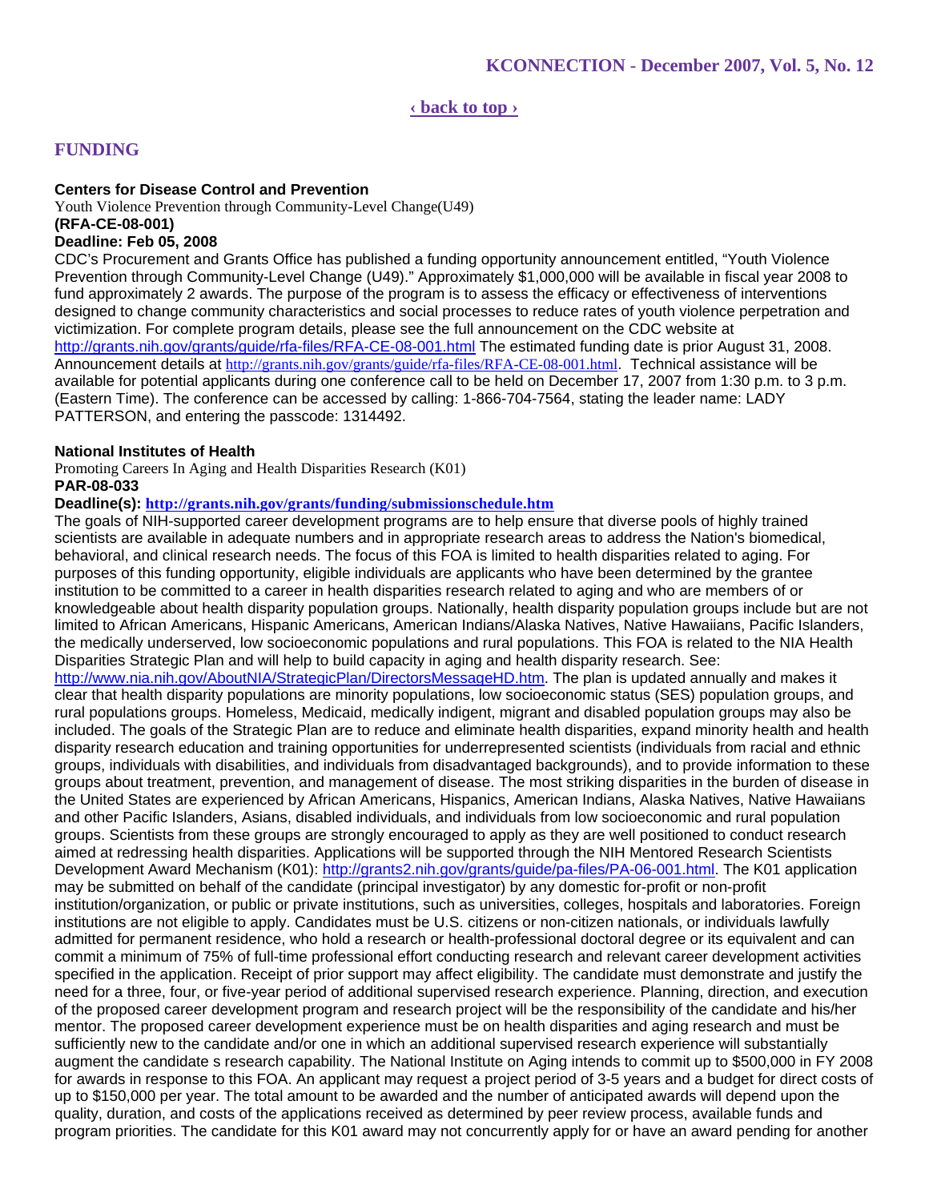[‹ back to top ›](#)

## FUNDING

**Centers for Disease Control and Prevention**
Youth Violence Prevention through Community-Level Change(U49)
**(RFA-CE-08-001)**
**Deadline: Feb 05, 2008**
CDC's Procurement and Grants Office has published a funding opportunity announcement entitled, "Youth Violence Prevention through Community-Level Change (U49)." Approximately $1,000,000 will be available in fiscal year 2008 to fund approximately 2 awards. The purpose of the program is to assess the efficacy or effectiveness of interventions designed to change community characteristics and social processes to reduce rates of youth violence perpetration and victimization. For complete program details, please see the full announcement on the CDC website at http://grants.nih.gov/grants/guide/rfa-files/RFA-CE-08-001.html The estimated funding date is prior August 31, 2008. Announcement details at http://grants.nih.gov/grants/guide/rfa-files/RFA-CE-08-001.html. Technical assistance will be available for potential applicants during one conference call to be held on December 17, 2007 from 1:30 p.m. to 3 p.m. (Eastern Time). The conference can be accessed by calling: 1-866-704-7564, stating the leader name: LADY PATTERSON, and entering the passcode: 1314492.

**National Institutes of Health**
Promoting Careers In Aging and Health Disparities Research (K01)
**PAR-08-033**
**Deadline(s): http://grants.nih.gov/grants/funding/submissionschedule.htm**
The goals of NIH-supported career development programs are to help ensure that diverse pools of highly trained scientists are available in adequate numbers and in appropriate research areas to address the Nation's biomedical, behavioral, and clinical research needs. The focus of this FOA is limited to health disparities related to aging. For purposes of this funding opportunity, eligible individuals are applicants who have been determined by the grantee institution to be committed to a career in health disparities research related to aging and who are members of or knowledgeable about health disparity population groups. Nationally, health disparity population groups include but are not limited to African Americans, Hispanic Americans, American Indians/Alaska Natives, Native Hawaiians, Pacific Islanders, the medically underserved, low socioeconomic populations and rural populations. This FOA is related to the NIA Health Disparities Strategic Plan and will help to build capacity in aging and health disparity research. See: http://www.nia.nih.gov/AboutNIA/StrategicPlan/DirectorsMessageHD.htm. The plan is updated annually and makes it clear that health disparity populations are minority populations, low socioeconomic status (SES) population groups, and rural populations groups. Homeless, Medicaid, medically indigent, migrant and disabled population groups may also be included. The goals of the Strategic Plan are to reduce and eliminate health disparities, expand minority health and health disparity research education and training opportunities for underrepresented scientists (individuals from racial and ethnic groups, individuals with disabilities, and individuals from disadvantaged backgrounds), and to provide information to these groups about treatment, prevention, and management of disease. The most striking disparities in the burden of disease in the United States are experienced by African Americans, Hispanics, American Indians, Alaska Natives, Native Hawaiians and other Pacific Islanders, Asians, disabled individuals, and individuals from low socioeconomic and rural population groups. Scientists from these groups are strongly encouraged to apply as they are well positioned to conduct research aimed at redressing health disparities. Applications will be supported through the NIH Mentored Research Scientists Development Award Mechanism (K01): http://grants2.nih.gov/grants/guide/pa-files/PA-06-001.html. The K01 application may be submitted on behalf of the candidate (principal investigator) by any domestic for-profit or non-profit institution/organization, or public or private institutions, such as universities, colleges, hospitals and laboratories. Foreign institutions are not eligible to apply. Candidates must be U.S. citizens or non-citizen nationals, or individuals lawfully admitted for permanent residence, who hold a research or health-professional doctoral degree or its equivalent and can commit a minimum of 75% of full-time professional effort conducting research and relevant career development activities specified in the application. Receipt of prior support may affect eligibility. The candidate must demonstrate and justify the need for a three, four, or five-year period of additional supervised research experience. Planning, direction, and execution of the proposed career development program and research project will be the responsibility of the candidate and his/her mentor. The proposed career development experience must be on health disparities and aging research and must be sufficiently new to the candidate and/or one in which an additional supervised research experience will substantially augment the candidate s research capability. The National Institute on Aging intends to commit up to $500,000 in FY 2008 for awards in response to this FOA. An applicant may request a project period of 3-5 years and a budget for direct costs of up to $150,000 per year. The total amount to be awarded and the number of anticipated awards will depend upon the quality, duration, and costs of the applications received as determined by peer review process, available funds and program priorities. The candidate for this K01 award may not concurrently apply for or have an award pending for another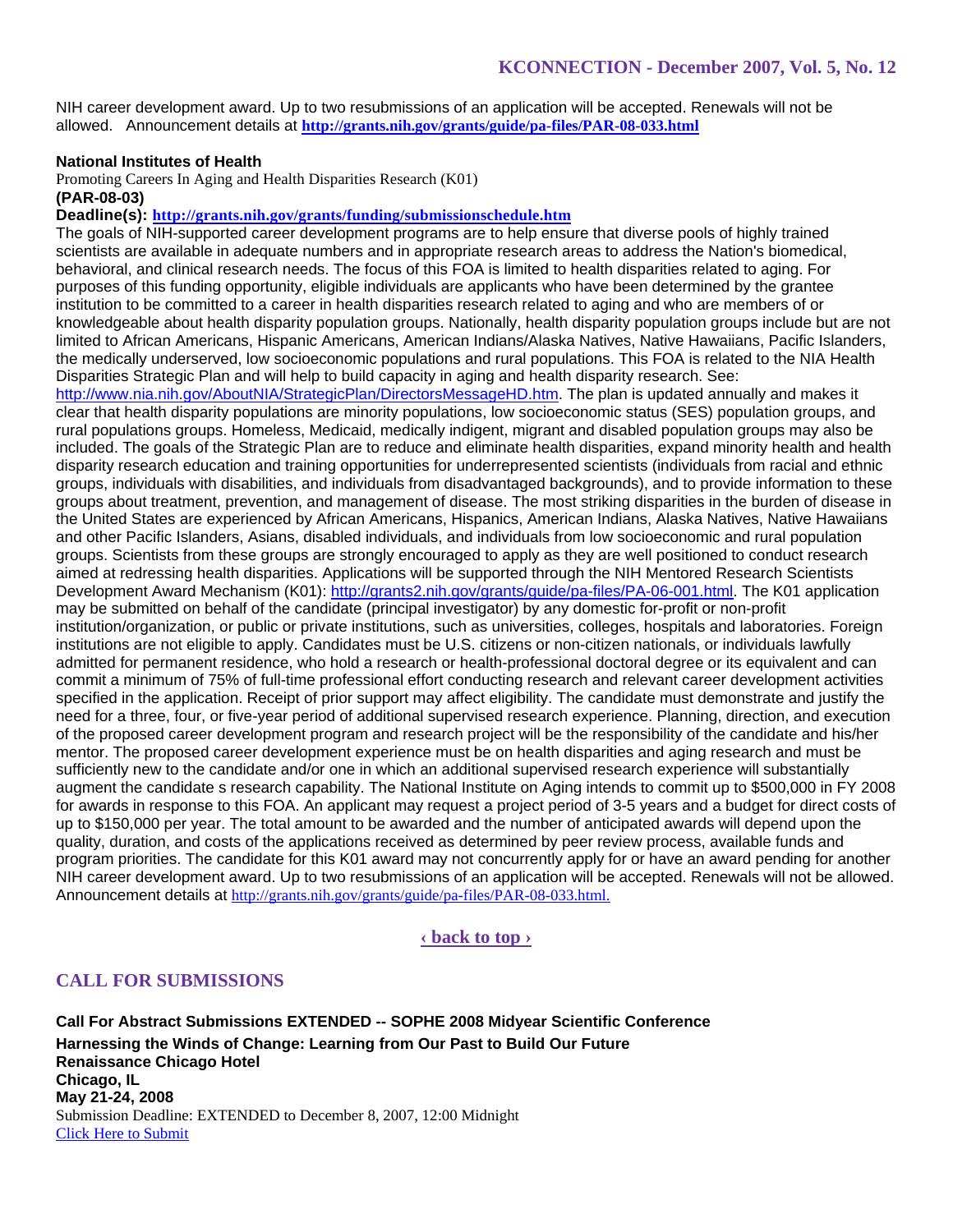NIH career development award. Up to two resubmissions of an application will be accepted. Renewals will not be allowed.   Announcement details at **http://grants.nih.gov/grants/guide/pa-files/PAR-08-033.html**

**National Institutes of Health**

Promoting Careers In Aging and Health Disparities Research (K01)

**(PAR-08-03)**

**Deadline(s): http://grants.nih.gov/grants/funding/submissionschedule.htm**

The goals of NIH-supported career development programs are to help ensure that diverse pools of highly trained scientists are available in adequate numbers and in appropriate research areas to address the Nation's biomedical, behavioral, and clinical research needs. The focus of this FOA is limited to health disparities related to aging. For purposes of this funding opportunity, eligible individuals are applicants who have been determined by the grantee institution to be committed to a career in health disparities research related to aging and who are members of or knowledgeable about health disparity population groups. Nationally, health disparity population groups include but are not limited to African Americans, Hispanic Americans, American Indians/Alaska Natives, Native Hawaiians, Pacific Islanders, the medically underserved, low socioeconomic populations and rural populations. This FOA is related to the NIA Health Disparities Strategic Plan and will help to build capacity in aging and health disparity research. See: http://www.nia.nih.gov/AboutNIA/StrategicPlan/DirectorsMessageHD.htm. The plan is updated annually and makes it clear that health disparity populations are minority populations, low socioeconomic status (SES) population groups, and rural populations groups. Homeless, Medicaid, medically indigent, migrant and disabled population groups may also be included. The goals of the Strategic Plan are to reduce and eliminate health disparities, expand minority health and health disparity research education and training opportunities for underrepresented scientists (individuals from racial and ethnic groups, individuals with disabilities, and individuals from disadvantaged backgrounds), and to provide information to these groups about treatment, prevention, and management of disease. The most striking disparities in the burden of disease in the United States are experienced by African Americans, Hispanics, American Indians, Alaska Natives, Native Hawaiians and other Pacific Islanders, Asians, disabled individuals, and individuals from low socioeconomic and rural population groups. Scientists from these groups are strongly encouraged to apply as they are well positioned to conduct research aimed at redressing health disparities. Applications will be supported through the NIH Mentored Research Scientists Development Award Mechanism (K01): http://grants2.nih.gov/grants/guide/pa-files/PA-06-001.html. The K01 application may be submitted on behalf of the candidate (principal investigator) by any domestic for-profit or non-profit institution/organization, or public or private institutions, such as universities, colleges, hospitals and laboratories. Foreign institutions are not eligible to apply. Candidates must be U.S. citizens or non-citizen nationals, or individuals lawfully admitted for permanent residence, who hold a research or health-professional doctoral degree or its equivalent and can commit a minimum of 75% of full-time professional effort conducting research and relevant career development activities specified in the application. Receipt of prior support may affect eligibility. The candidate must demonstrate and justify the need for a three, four, or five-year period of additional supervised research experience. Planning, direction, and execution of the proposed career development program and research project will be the responsibility of the candidate and his/her mentor. The proposed career development experience must be on health disparities and aging research and must be sufficiently new to the candidate and/or one in which an additional supervised research experience will substantially augment the candidate s research capability. The National Institute on Aging intends to commit up to $500,000 in FY 2008 for awards in response to this FOA. An applicant may request a project period of 3-5 years and a budget for direct costs of up to $150,000 per year. The total amount to be awarded and the number of anticipated awards will depend upon the quality, duration, and costs of the applications received as determined by peer review process, available funds and program priorities. The candidate for this K01 award may not concurrently apply for or have an award pending for another NIH career development award. Up to two resubmissions of an application will be accepted. Renewals will not be allowed. Announcement details at http://grants.nih.gov/grants/guide/pa-files/PAR-08-033.html.

**‹ back to top ›**

## CALL FOR SUBMISSIONS

**Call For Abstract Submissions EXTENDED -- SOPHE 2008 Midyear Scientific Conference**

**Harnessing the Winds of Change: Learning from Our Past to Build Our Future**

**Renaissance Chicago Hotel**

**Chicago, IL**

**May 21-24, 2008**

Submission Deadline: EXTENDED to December 8, 2007, 12:00 Midnight

Click Here to Submit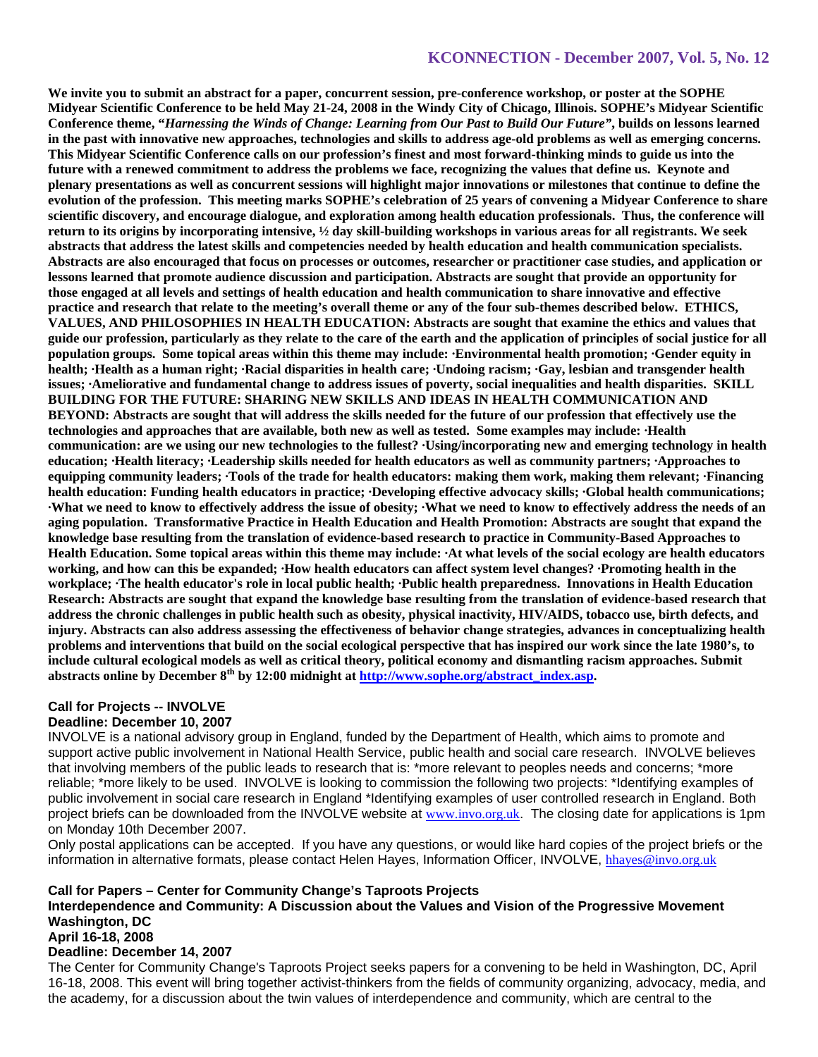**We invite you to submit an abstract for a paper, concurrent session, pre-conference workshop, or poster at the SOPHE Midyear Scientific Conference to be held May 21-24, 2008 in the Windy City of Chicago, Illinois. SOPHE's Midyear Scientific Conference theme, "*Harnessing the Winds of Change: Learning from Our Past to Build Our Future*", builds on lessons learned in the past with innovative new approaches, technologies and skills to address age-old problems as well as emerging concerns. This Midyear Scientific Conference calls on our profession's finest and most forward-thinking minds to guide us into the future with a renewed commitment to address the problems we face, recognizing the values that define us. Keynote and plenary presentations as well as concurrent sessions will highlight major innovations or milestones that continue to define the evolution of the profession. This meeting marks SOPHE's celebration of 25 years of convening a Midyear Conference to share scientific discovery, and encourage dialogue, and exploration among health education professionals. Thus, the conference will return to its origins by incorporating intensive, ½ day skill-building workshops in various areas for all registrants. We seek abstracts that address the latest skills and competencies needed by health education and health communication specialists. Abstracts are also encouraged that focus on processes or outcomes, researcher or practitioner case studies, and application or lessons learned that promote audience discussion and participation. Abstracts are sought that provide an opportunity for those engaged at all levels and settings of health education and health communication to share innovative and effective practice and research that relate to the meeting's overall theme or any of the four sub-themes described below. ETHICS, VALUES, AND PHILOSOPHIES IN HEALTH EDUCATION: Abstracts are sought that examine the ethics and values that guide our profession, particularly as they relate to the care of the earth and the application of principles of social justice for all population groups. Some topical areas within this theme may include: ·Environmental health promotion; ·Gender equity in health; ·Health as a human right; ·Racial disparities in health care; ·Undoing racism; ·Gay, lesbian and transgender health issues; ·Ameliorative and fundamental change to address issues of poverty, social inequalities and health disparities. SKILL BUILDING FOR THE FUTURE: SHARING NEW SKILLS AND IDEAS IN HEALTH COMMUNICATION AND BEYOND: Abstracts are sought that will address the skills needed for the future of our profession that effectively use the technologies and approaches that are available, both new as well as tested. Some examples may include: ·Health communication: are we using our new technologies to the fullest? ·Using/incorporating new and emerging technology in health education; ·Health literacy; ·Leadership skills needed for health educators as well as community partners; ·Approaches to equipping community leaders; ·Tools of the trade for health educators: making them work, making them relevant; ·Financing health education: Funding health educators in practice; ·Developing effective advocacy skills; ·Global health communications; ·What we need to know to effectively address the issue of obesity; ·What we need to know to effectively address the needs of an aging population. Transformative Practice in Health Education and Health Promotion: Abstracts are sought that expand the knowledge base resulting from the translation of evidence-based research to practice in Community-Based Approaches to Health Education. Some topical areas within this theme may include: ·At what levels of the social ecology are health educators working, and how can this be expanded; ·How health educators can affect system level changes? ·Promoting health in the workplace; ·The health educator's role in local public health; ·Public health preparedness. Innovations in Health Education Research: Abstracts are sought that expand the knowledge base resulting from the translation of evidence-based research that address the chronic challenges in public health such as obesity, physical inactivity, HIV/AIDS, tobacco use, birth defects, and injury. Abstracts can also address assessing the effectiveness of behavior change strategies, advances in conceptualizing health problems and interventions that build on the social ecological perspective that has inspired our work since the late 1980's, to include cultural ecological models as well as critical theory, political economy and dismantling racism approaches. Submit abstracts online by December 8th by 12:00 midnight at [http://www.sophe.org/abstract_index.asp](http://www.sophe.org/abstract_index.asp).**

### Call for Projects -- INVOLVE
**Deadline: December 10, 2007**

INVOLVE is a national advisory group in England, funded by the Department of Health, which aims to promote and support active public involvement in National Health Service, public health and social care research. INVOLVE believes that involving members of the public leads to research that is: *more relevant to peoples needs and concerns; *more reliable; *more likely to be used. INVOLVE is looking to commission the following two projects: *Identifying examples of public involvement in social care research in England *Identifying examples of user controlled research in England. Both project briefs can be downloaded from the INVOLVE website at www.invo.org.uk. The closing date for applications is 1pm on Monday 10th December 2007.

Only postal applications can be accepted. If you have any questions, or would like hard copies of the project briefs or the information in alternative formats, please contact Helen Hayes, Information Officer, INVOLVE, hhayes@invo.org.uk

### Call for Papers – Center for Community Change's Taproots Projects
**Interdependence and Community: A Discussion about the Values and Vision of the Progressive Movement**
**Washington, DC**
**April 16-18, 2008**
**Deadline: December 14, 2007**

The Center for Community Change's Taproots Project seeks papers for a convening to be held in Washington, DC, April 16-18, 2008. This event will bring together activist-thinkers from the fields of community organizing, advocacy, media, and the academy, for a discussion about the twin values of interdependence and community, which are central to the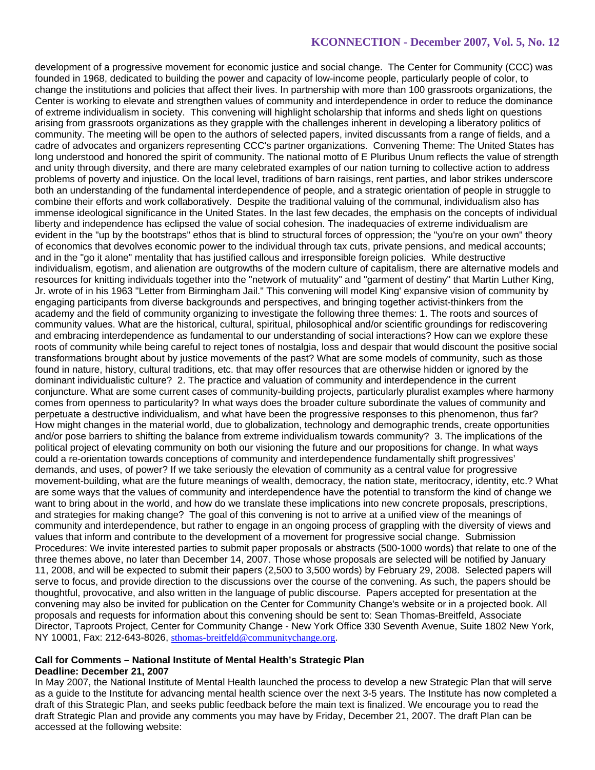development of a progressive movement for economic justice and social change. The Center for Community (CCC) was founded in 1968, dedicated to building the power and capacity of low-income people, particularly people of color, to change the institutions and policies that affect their lives. In partnership with more than 100 grassroots organizations, the Center is working to elevate and strengthen values of community and interdependence in order to reduce the dominance of extreme individualism in society. This convening will highlight scholarship that informs and sheds light on questions arising from grassroots organizations as they grapple with the challenges inherent in developing a liberatory politics of community. The meeting will be open to the authors of selected papers, invited discussants from a range of fields, and a cadre of advocates and organizers representing CCC's partner organizations. Convening Theme: The United States has long understood and honored the spirit of community. The national motto of E Pluribus Unum reflects the value of strength and unity through diversity, and there are many celebrated examples of our nation turning to collective action to address problems of poverty and injustice. On the local level, traditions of barn raisings, rent parties, and labor strikes underscore both an understanding of the fundamental interdependence of people, and a strategic orientation of people in struggle to combine their efforts and work collaboratively. Despite the traditional valuing of the communal, individualism also has immense ideological significance in the United States. In the last few decades, the emphasis on the concepts of individual liberty and independence has eclipsed the value of social cohesion. The inadequacies of extreme individualism are evident in the "up by the bootstraps" ethos that is blind to structural forces of oppression; the "you're on your own" theory of economics that devolves economic power to the individual through tax cuts, private pensions, and medical accounts; and in the "go it alone" mentality that has justified callous and irresponsible foreign policies. While destructive individualism, egotism, and alienation are outgrowths of the modern culture of capitalism, there are alternative models and resources for knitting individuals together into the "network of mutuality" and "garment of destiny" that Martin Luther King, Jr. wrote of in his 1963 "Letter from Birmingham Jail." This convening will model King' expansive vision of community by engaging participants from diverse backgrounds and perspectives, and bringing together activist-thinkers from the academy and the field of community organizing to investigate the following three themes: 1. The roots and sources of community values. What are the historical, cultural, spiritual, philosophical and/or scientific groundings for rediscovering and embracing interdependence as fundamental to our understanding of social interactions? How can we explore these roots of community while being careful to reject tones of nostalgia, loss and despair that would discount the positive social transformations brought about by justice movements of the past? What are some models of community, such as those found in nature, history, cultural traditions, etc. that may offer resources that are otherwise hidden or ignored by the dominant individualistic culture? 2. The practice and valuation of community and interdependence in the current conjuncture. What are some current cases of community-building projects, particularly pluralist examples where harmony comes from openness to particularity? In what ways does the broader culture subordinate the values of community and perpetuate a destructive individualism, and what have been the progressive responses to this phenomenon, thus far? How might changes in the material world, due to globalization, technology and demographic trends, create opportunities and/or pose barriers to shifting the balance from extreme individualism towards community? 3. The implications of the political project of elevating community on both our visioning the future and our propositions for change. In what ways could a re-orientation towards conceptions of community and interdependence fundamentally shift progressives' demands, and uses, of power? If we take seriously the elevation of community as a central value for progressive movement-building, what are the future meanings of wealth, democracy, the nation state, meritocracy, identity, etc.? What are some ways that the values of community and interdependence have the potential to transform the kind of change we want to bring about in the world, and how do we translate these implications into new concrete proposals, prescriptions, and strategies for making change? The goal of this convening is not to arrive at a unified view of the meanings of community and interdependence, but rather to engage in an ongoing process of grappling with the diversity of views and values that inform and contribute to the development of a movement for progressive social change. Submission Procedures: We invite interested parties to submit paper proposals or abstracts (500-1000 words) that relate to one of the three themes above, no later than December 14, 2007. Those whose proposals are selected will be notified by January 11, 2008, and will be expected to submit their papers (2,500 to 3,500 words) by February 29, 2008. Selected papers will serve to focus, and provide direction to the discussions over the course of the convening. As such, the papers should be thoughtful, provocative, and also written in the language of public discourse. Papers accepted for presentation at the convening may also be invited for publication on the Center for Community Change's website or in a projected book. All proposals and requests for information about this convening should be sent to: Sean Thomas-Breitfeld, Associate Director, Taproots Project, Center for Community Change - New York Office 330 Seventh Avenue, Suite 1802 New York, NY 10001, Fax: 212-643-8026, sthomas-breitfeld@communitychange.org.

**Call for Comments – National Institute of Mental Health's Strategic Plan**
**Deadline: December 21, 2007**

In May 2007, the National Institute of Mental Health launched the process to develop a new Strategic Plan that will serve as a guide to the Institute for advancing mental health science over the next 3-5 years. The Institute has now completed a draft of this Strategic Plan, and seeks public feedback before the main text is finalized. We encourage you to read the draft Strategic Plan and provide any comments you may have by Friday, December 21, 2007. The draft Plan can be accessed at the following website: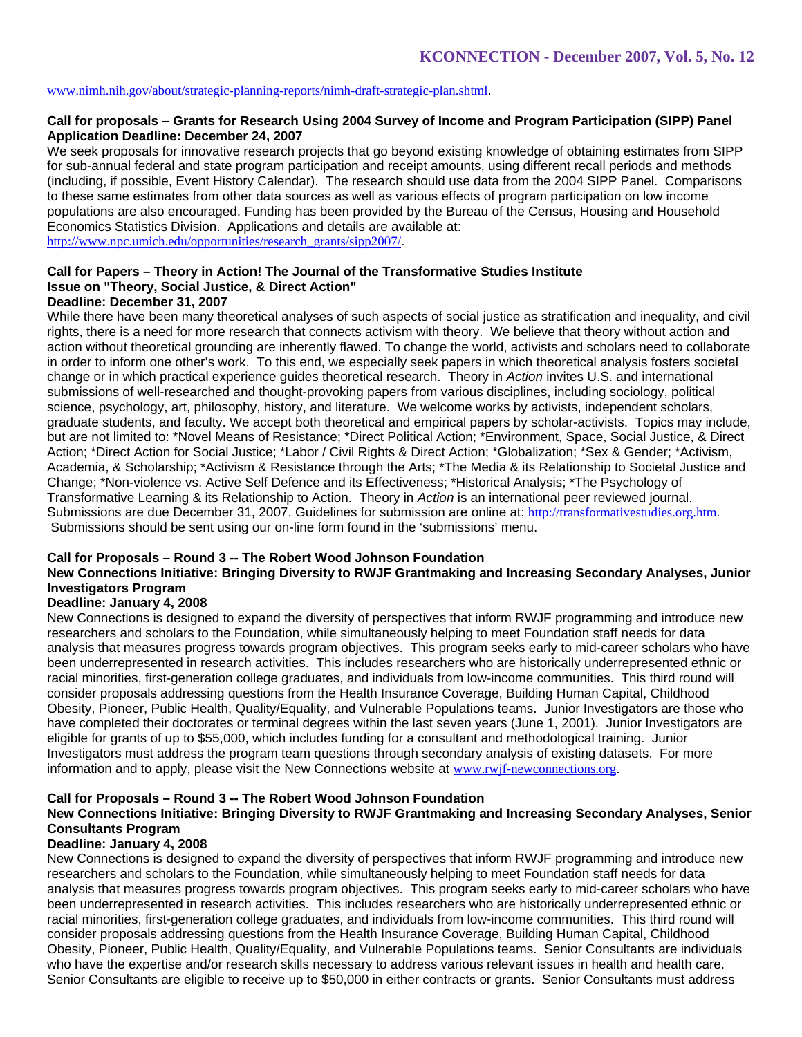www.nimh.nih.gov/about/strategic-planning-reports/nimh-draft-strategic-plan.shtml.

**Call for proposals – Grants for Research Using 2004 Survey of Income and Program Participation (SIPP) Panel**
**Application Deadline: December 24, 2007**

We seek proposals for innovative research projects that go beyond existing knowledge of obtaining estimates from SIPP for sub-annual federal and state program participation and receipt amounts, using different recall periods and methods (including, if possible, Event History Calendar). The research should use data from the 2004 SIPP Panel. Comparisons to these same estimates from other data sources as well as various effects of program participation on low income populations are also encouraged. Funding has been provided by the Bureau of the Census, Housing and Household Economics Statistics Division. Applications and details are available at: http://www.npc.umich.edu/opportunities/research_grants/sipp2007/.

**Call for Papers – Theory in Action! The Journal of the Transformative Studies Institute**
**Issue on "Theory, Social Justice, & Direct Action"**
**Deadline: December 31, 2007**

While there have been many theoretical analyses of such aspects of social justice as stratification and inequality, and civil rights, there is a need for more research that connects activism with theory. We believe that theory without action and action without theoretical grounding are inherently flawed. To change the world, activists and scholars need to collaborate in order to inform one other's work. To this end, we especially seek papers in which theoretical analysis fosters societal change or in which practical experience guides theoretical research. Theory in *Action* invites U.S. and international submissions of well-researched and thought-provoking papers from various disciplines, including sociology, political science, psychology, art, philosophy, history, and literature. We welcome works by activists, independent scholars, graduate students, and faculty. We accept both theoretical and empirical papers by scholar-activists. Topics may include, but are not limited to: *Novel Means of Resistance; *Direct Political Action; *Environment, Space, Social Justice, & Direct Action; *Direct Action for Social Justice; *Labor / Civil Rights & Direct Action; *Globalization; *Sex & Gender; *Activism, Academia, & Scholarship; *Activism & Resistance through the Arts; *The Media & its Relationship to Societal Justice and Change; *Non-violence vs. Active Self Defence and its Effectiveness; *Historical Analysis; *The Psychology of Transformative Learning & its Relationship to Action. Theory in *Action* is an international peer reviewed journal. Submissions are due December 31, 2007. Guidelines for submission are online at: http://transformativestudies.org.htm. Submissions should be sent using our on-line form found in the 'submissions' menu.

**Call for Proposals – Round 3 -- The Robert Wood Johnson Foundation**
**New Connections Initiative: Bringing Diversity to RWJF Grantmaking and Increasing Secondary Analyses, Junior Investigators Program**
**Deadline: January 4, 2008**

New Connections is designed to expand the diversity of perspectives that inform RWJF programming and introduce new researchers and scholars to the Foundation, while simultaneously helping to meet Foundation staff needs for data analysis that measures progress towards program objectives. This program seeks early to mid-career scholars who have been underrepresented in research activities. This includes researchers who are historically underrepresented ethnic or racial minorities, first-generation college graduates, and individuals from low-income communities. This third round will consider proposals addressing questions from the Health Insurance Coverage, Building Human Capital, Childhood Obesity, Pioneer, Public Health, Quality/Equality, and Vulnerable Populations teams. Junior Investigators are those who have completed their doctorates or terminal degrees within the last seven years (June 1, 2001). Junior Investigators are eligible for grants of up to $55,000, which includes funding for a consultant and methodological training. Junior Investigators must address the program team questions through secondary analysis of existing datasets. For more information and to apply, please visit the New Connections website at www.rwjf-newconnections.org.

**Call for Proposals – Round 3 -- The Robert Wood Johnson Foundation**
**New Connections Initiative: Bringing Diversity to RWJF Grantmaking and Increasing Secondary Analyses, Senior Consultants Program**
**Deadline: January 4, 2008**

New Connections is designed to expand the diversity of perspectives that inform RWJF programming and introduce new researchers and scholars to the Foundation, while simultaneously helping to meet Foundation staff needs for data analysis that measures progress towards program objectives. This program seeks early to mid-career scholars who have been underrepresented in research activities. This includes researchers who are historically underrepresented ethnic or racial minorities, first-generation college graduates, and individuals from low-income communities. This third round will consider proposals addressing questions from the Health Insurance Coverage, Building Human Capital, Childhood Obesity, Pioneer, Public Health, Quality/Equality, and Vulnerable Populations teams. Senior Consultants are individuals who have the expertise and/or research skills necessary to address various relevant issues in health and health care. Senior Consultants are eligible to receive up to $50,000 in either contracts or grants. Senior Consultants must address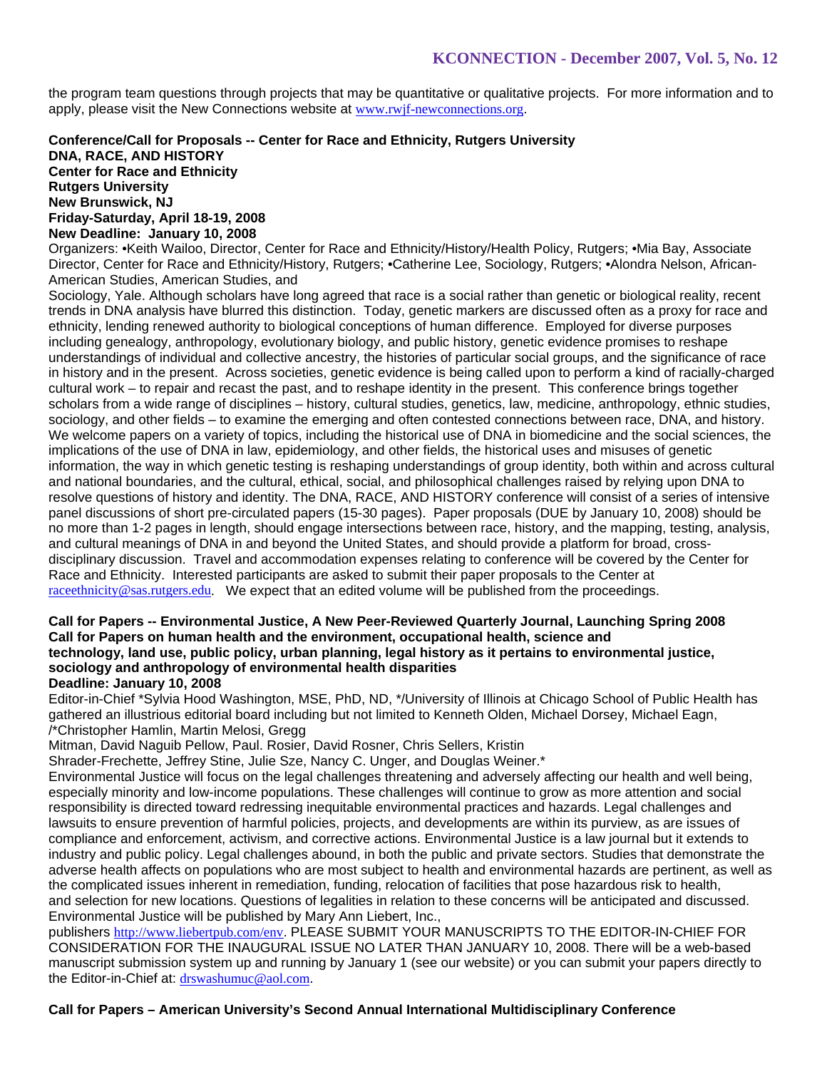the program team questions through projects that may be quantitative or qualitative projects. For more information and to apply, please visit the New Connections website at www.rwjf-newconnections.org.

**Conference/Call for Proposals -- Center for Race and Ethnicity, Rutgers University**
**DNA, RACE, AND HISTORY**
**Center for Race and Ethnicity**
**Rutgers University**
**New Brunswick, NJ**
**Friday-Saturday, April 18-19, 2008**
**New Deadline: January 10, 2008**

Organizers: •Keith Wailoo, Director, Center for Race and Ethnicity/History/Health Policy, Rutgers; •Mia Bay, Associate Director, Center for Race and Ethnicity/History, Rutgers; •Catherine Lee, Sociology, Rutgers; •Alondra Nelson, African-American Studies, American Studies, and
Sociology, Yale. Although scholars have long agreed that race is a social rather than genetic or biological reality, recent trends in DNA analysis have blurred this distinction. Today, genetic markers are discussed often as a proxy for race and ethnicity, lending renewed authority to biological conceptions of human difference. Employed for diverse purposes including genealogy, anthropology, evolutionary biology, and public history, genetic evidence promises to reshape understandings of individual and collective ancestry, the histories of particular social groups, and the significance of race in history and in the present. Across societies, genetic evidence is being called upon to perform a kind of racially-charged cultural work – to repair and recast the past, and to reshape identity in the present. This conference brings together scholars from a wide range of disciplines – history, cultural studies, genetics, law, medicine, anthropology, ethnic studies, sociology, and other fields – to examine the emerging and often contested connections between race, DNA, and history. We welcome papers on a variety of topics, including the historical use of DNA in biomedicine and the social sciences, the implications of the use of DNA in law, epidemiology, and other fields, the historical uses and misuses of genetic information, the way in which genetic testing is reshaping understandings of group identity, both within and across cultural and national boundaries, and the cultural, ethical, social, and philosophical challenges raised by relying upon DNA to resolve questions of history and identity. The DNA, RACE, AND HISTORY conference will consist of a series of intensive panel discussions of short pre-circulated papers (15-30 pages). Paper proposals (DUE by January 10, 2008) should be no more than 1-2 pages in length, should engage intersections between race, history, and the mapping, testing, analysis, and cultural meanings of DNA in and beyond the United States, and should provide a platform for broad, cross-disciplinary discussion. Travel and accommodation expenses relating to conference will be covered by the Center for Race and Ethnicity. Interested participants are asked to submit their paper proposals to the Center at raceethnicity@sas.rutgers.edu. We expect that an edited volume will be published from the proceedings.

**Call for Papers -- Environmental Justice, A New Peer-Reviewed Quarterly Journal, Launching Spring 2008**
**Call for Papers on human health and the environment, occupational health, science and technology, land use, public policy, urban planning, legal history as it pertains to environmental justice, sociology and anthropology of environmental health disparities**
**Deadline: January 10, 2008**

Editor-in-Chief *Sylvia Hood Washington, MSE, PhD, ND, */University of Illinois at Chicago School of Public Health has gathered an illustrious editorial board including but not limited to Kenneth Olden, Michael Dorsey, Michael Eagn, /*Christopher Hamlin, Martin Melosi, Gregg
Mitman, David Naguib Pellow, Paul. Rosier, David Rosner, Chris Sellers, Kristin
Shrader-Frechette, Jeffrey Stine, Julie Sze, Nancy C. Unger, and Douglas Weiner.*

Environmental Justice will focus on the legal challenges threatening and adversely affecting our health and well being, especially minority and low-income populations. These challenges will continue to grow as more attention and social responsibility is directed toward redressing inequitable environmental practices and hazards. Legal challenges and lawsuits to ensure prevention of harmful policies, projects, and developments are within its purview, as are issues of compliance and enforcement, activism, and corrective actions. Environmental Justice is a law journal but it extends to industry and public policy. Legal challenges abound, in both the public and private sectors. Studies that demonstrate the adverse health affects on populations who are most subject to health and environmental hazards are pertinent, as well as the complicated issues inherent in remediation, funding, relocation of facilities that pose hazardous risk to health, and selection for new locations. Questions of legalities in relation to these concerns will be anticipated and discussed. Environmental Justice will be published by Mary Ann Liebert, Inc.,
publishers http://www.liebertpub.com/env. PLEASE SUBMIT YOUR MANUSCRIPTS TO THE EDITOR-IN-CHIEF FOR CONSIDERATION FOR THE INAUGURAL ISSUE NO LATER THAN JANUARY 10, 2008. There will be a web-based manuscript submission system up and running by January 1 (see our website) or you can submit your papers directly to the Editor-in-Chief at: drswashumuc@aol.com.

**Call for Papers – American University's Second Annual International Multidisciplinary Conference**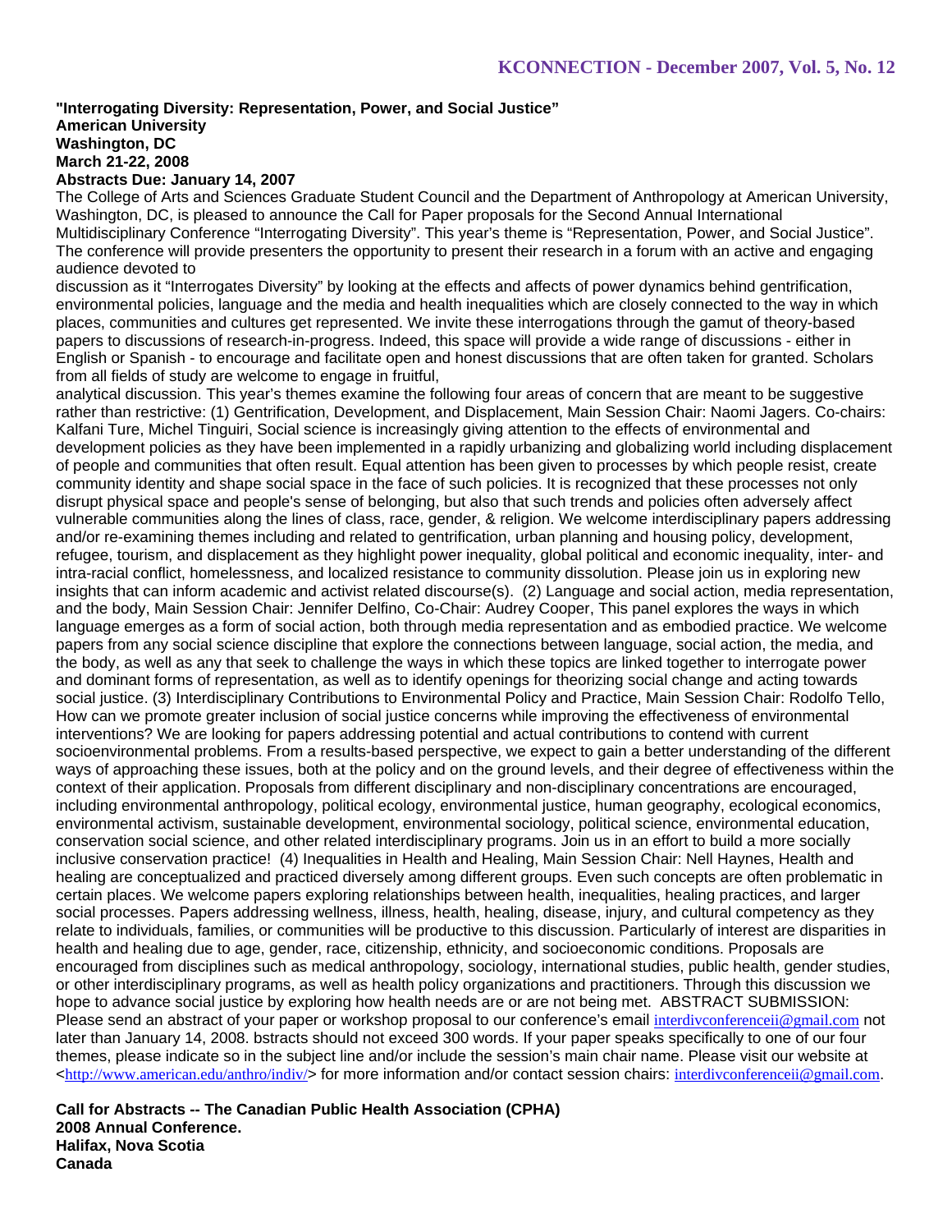**"Interrogating Diversity: Representation, Power, and Social Justice"**
**American University**
**Washington, DC**
**March 21-22, 2008**
**Abstracts Due: January 14, 2007**

The College of Arts and Sciences Graduate Student Council and the Department of Anthropology at American University, Washington, DC, is pleased to announce the Call for Paper proposals for the Second Annual International Multidisciplinary Conference "Interrogating Diversity". This year's theme is "Representation, Power, and Social Justice". The conference will provide presenters the opportunity to present their research in a forum with an active and engaging audience devoted to discussion as it "Interrogates Diversity" by looking at the effects and affects of power dynamics behind gentrification, environmental policies, language and the media and health inequalities which are closely connected to the way in which places, communities and cultures get represented. We invite these interrogations through the gamut of theory-based papers to discussions of research-in-progress. Indeed, this space will provide a wide range of discussions - either in English or Spanish - to encourage and facilitate open and honest discussions that are often taken for granted. Scholars from all fields of study are welcome to engage in fruitful, analytical discussion. This year's themes examine the following four areas of concern that are meant to be suggestive rather than restrictive: (1) Gentrification, Development, and Displacement, Main Session Chair: Naomi Jagers. Co-chairs: Kalfani Ture, Michel Tinguiri, Social science is increasingly giving attention to the effects of environmental and development policies as they have been implemented in a rapidly urbanizing and globalizing world including displacement of people and communities that often result. Equal attention has been given to processes by which people resist, create community identity and shape social space in the face of such policies. It is recognized that these processes not only disrupt physical space and people's sense of belonging, but also that such trends and policies often adversely affect vulnerable communities along the lines of class, race, gender, & religion. We welcome interdisciplinary papers addressing and/or re-examining themes including and related to gentrification, urban planning and housing policy, development, refugee, tourism, and displacement as they highlight power inequality, global political and economic inequality, inter- and intra-racial conflict, homelessness, and localized resistance to community dissolution. Please join us in exploring new insights that can inform academic and activist related discourse(s). (2) Language and social action, media representation, and the body, Main Session Chair: Jennifer Delfino, Co-Chair: Audrey Cooper, This panel explores the ways in which language emerges as a form of social action, both through media representation and as embodied practice. We welcome papers from any social science discipline that explore the connections between language, social action, the media, and the body, as well as any that seek to challenge the ways in which these topics are linked together to interrogate power and dominant forms of representation, as well as to identify openings for theorizing social change and acting towards social justice. (3) Interdisciplinary Contributions to Environmental Policy and Practice, Main Session Chair: Rodolfo Tello, How can we promote greater inclusion of social justice concerns while improving the effectiveness of environmental interventions? We are looking for papers addressing potential and actual contributions to contend with current socioenvironmental problems. From a results-based perspective, we expect to gain a better understanding of the different ways of approaching these issues, both at the policy and on the ground levels, and their degree of effectiveness within the context of their application. Proposals from different disciplinary and non-disciplinary concentrations are encouraged, including environmental anthropology, political ecology, environmental justice, human geography, ecological economics, environmental activism, sustainable development, environmental sociology, political science, environmental education, conservation social science, and other related interdisciplinary programs. Join us in an effort to build a more socially inclusive conservation practice! (4) Inequalities in Health and Healing, Main Session Chair: Nell Haynes, Health and healing are conceptualized and practiced diversely among different groups. Even such concepts are often problematic in certain places. We welcome papers exploring relationships between health, inequalities, healing practices, and larger social processes. Papers addressing wellness, illness, health, healing, disease, injury, and cultural competency as they relate to individuals, families, or communities will be productive to this discussion. Particularly of interest are disparities in health and healing due to age, gender, race, citizenship, ethnicity, and socioeconomic conditions. Proposals are encouraged from disciplines such as medical anthropology, sociology, international studies, public health, gender studies, or other interdisciplinary programs, as well as health policy organizations and practitioners. Through this discussion we hope to advance social justice by exploring how health needs are or are not being met. ABSTRACT SUBMISSION: Please send an abstract of your paper or workshop proposal to our conference's email interdivconferenceii@gmail.com not later than January 14, 2008. bstracts should not exceed 300 words. If your paper speaks specifically to one of our four themes, please indicate so in the subject line and/or include the session's main chair name. Please visit our website at <http://www.american.edu/anthro/indiv/> for more information and/or contact session chairs: interdivconferenceii@gmail.com.

**Call for Abstracts -- The Canadian Public Health Association (CPHA)**
**2008 Annual Conference.**
**Halifax, Nova Scotia**
**Canada**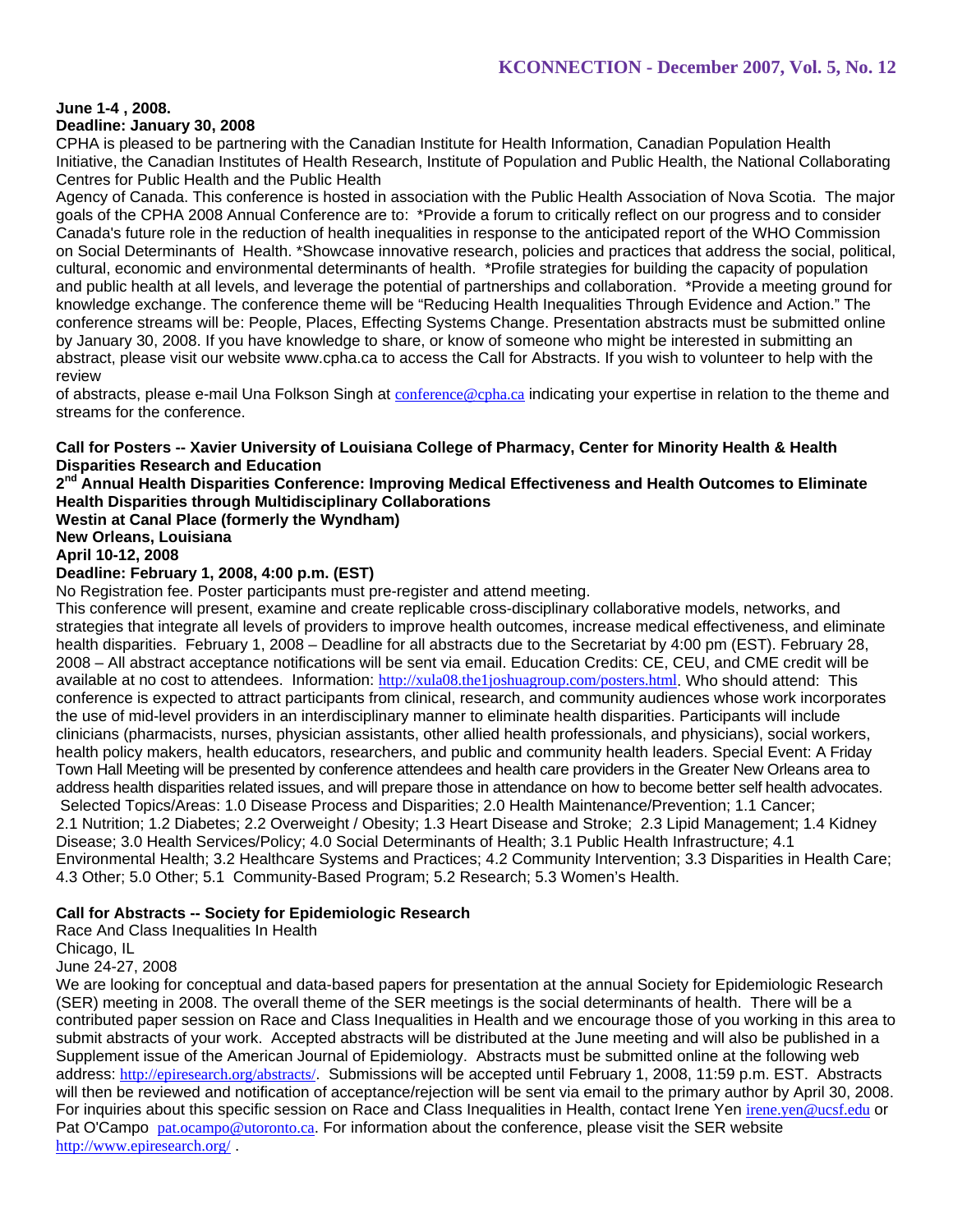**June 1-4 , 2008.**
**Deadline: January 30, 2008**

CPHA is pleased to be partnering with the Canadian Institute for Health Information, Canadian Population Health Initiative, the Canadian Institutes of Health Research, Institute of Population and Public Health, the National Collaborating Centres for Public Health and the Public Health Agency of Canada. This conference is hosted in association with the Public Health Association of Nova Scotia. The major goals of the CPHA 2008 Annual Conference are to: *Provide a forum to critically reflect on our progress and to consider Canada's future role in the reduction of health inequalities in response to the anticipated report of the WHO Commission on Social Determinants of Health. *Showcase innovative research, policies and practices that address the social, political, cultural, economic and environmental determinants of health. *Profile strategies for building the capacity of population and public health at all levels, and leverage the potential of partnerships and collaboration. *Provide a meeting ground for knowledge exchange. The conference theme will be "Reducing Health Inequalities Through Evidence and Action." The conference streams will be: People, Places, Effecting Systems Change. Presentation abstracts must be submitted online by January 30, 2008. If you have knowledge to share, or know of someone who might be interested in submitting an abstract, please visit our website www.cpha.ca to access the Call for Abstracts. If you wish to volunteer to help with the review of abstracts, please e-mail Una Folkson Singh at conference@cpha.ca indicating your expertise in relation to the theme and streams for the conference.

**Call for Posters -- Xavier University of Louisiana College of Pharmacy, Center for Minority Health & Health Disparities Research and Education**
**2nd Annual Health Disparities Conference: Improving Medical Effectiveness and Health Outcomes to Eliminate Health Disparities through Multidisciplinary Collaborations**
**Westin at Canal Place (formerly the Wyndham)**
**New Orleans, Louisiana**
**April 10-12, 2008**
**Deadline: February 1, 2008, 4:00 p.m. (EST)**

No Registration fee. Poster participants must pre-register and attend meeting.
This conference will present, examine and create replicable cross-disciplinary collaborative models, networks, and strategies that integrate all levels of providers to improve health outcomes, increase medical effectiveness, and eliminate health disparities. February 1, 2008 – Deadline for all abstracts due to the Secretariat by 4:00 pm (EST). February 28, 2008 – All abstract acceptance notifications will be sent via email. Education Credits: CE, CEU, and CME credit will be available at no cost to attendees. Information: http://xula08.the1joshuagroup.com/posters.html. Who should attend: This conference is expected to attract participants from clinical, research, and community audiences whose work incorporates the use of mid-level providers in an interdisciplinary manner to eliminate health disparities. Participants will include clinicians (pharmacists, nurses, physician assistants, other allied health professionals, and physicians), social workers, health policy makers, health educators, researchers, and public and community health leaders. Special Event: A Friday Town Hall Meeting will be presented by conference attendees and health care providers in the Greater New Orleans area to address health disparities related issues, and will prepare those in attendance on how to become better self health advocates. Selected Topics/Areas: 1.0 Disease Process and Disparities; 2.0 Health Maintenance/Prevention; 1.1 Cancer; 2.1 Nutrition; 1.2 Diabetes; 2.2 Overweight / Obesity; 1.3 Heart Disease and Stroke; 2.3 Lipid Management; 1.4 Kidney Disease; 3.0 Health Services/Policy; 4.0 Social Determinants of Health; 3.1 Public Health Infrastructure; 4.1 Environmental Health; 3.2 Healthcare Systems and Practices; 4.2 Community Intervention; 3.3 Disparities in Health Care; 4.3 Other; 5.0 Other; 5.1 Community-Based Program; 5.2 Research; 5.3 Women's Health.

**Call for Abstracts -- Society for Epidemiologic Research**
Race And Class Inequalities In Health
Chicago, IL
June 24-27, 2008

We are looking for conceptual and data-based papers for presentation at the annual Society for Epidemiologic Research (SER) meeting in 2008. The overall theme of the SER meetings is the social determinants of health. There will be a contributed paper session on Race and Class Inequalities in Health and we encourage those of you working in this area to submit abstracts of your work. Accepted abstracts will be distributed at the June meeting and will also be published in a Supplement issue of the American Journal of Epidemiology. Abstracts must be submitted online at the following web address: http://epiresearch.org/abstracts/. Submissions will be accepted until February 1, 2008, 11:59 p.m. EST. Abstracts will then be reviewed and notification of acceptance/rejection will be sent via email to the primary author by April 30, 2008. For inquiries about this specific session on Race and Class Inequalities in Health, contact Irene Yen irene.yen@ucsf.edu or Pat O'Campo pat.ocampo@utoronto.ca. For information about the conference, please visit the SER website http://www.epiresearch.org/ .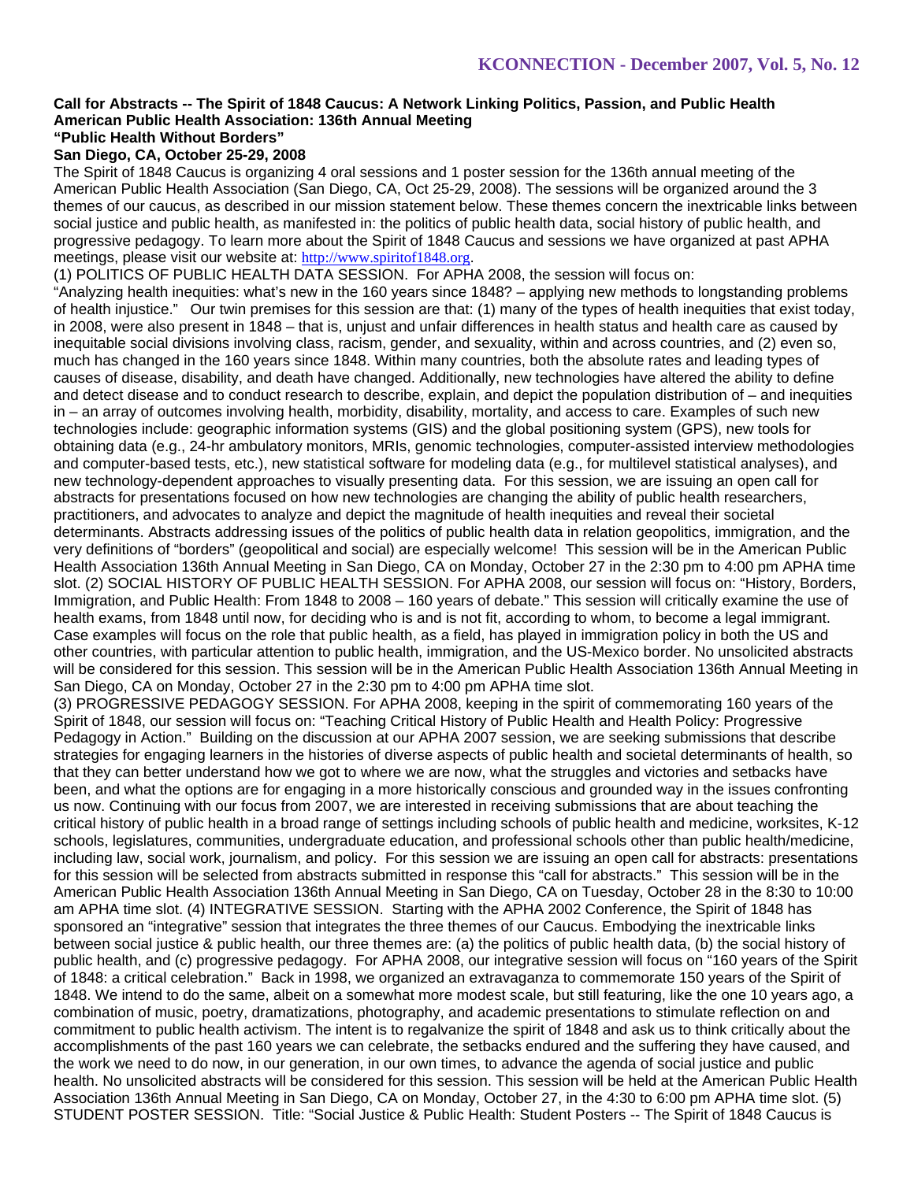**Call for Abstracts -- The Spirit of 1848 Caucus: A Network Linking Politics, Passion, and Public Health**
**American Public Health Association: 136th Annual Meeting**
**"Public Health Without Borders"**
**San Diego, CA, October 25-29, 2008**

The Spirit of 1848 Caucus is organizing 4 oral sessions and 1 poster session for the 136th annual meeting of the American Public Health Association (San Diego, CA, Oct 25-29, 2008). The sessions will be organized around the 3 themes of our caucus, as described in our mission statement below. These themes concern the inextricable links between social justice and public health, as manifested in: the politics of public health data, social history of public health, and progressive pedagogy. To learn more about the Spirit of 1848 Caucus and sessions we have organized at past APHA meetings, please visit our website at: http://www.spiritof1848.org.

(1) POLITICS OF PUBLIC HEALTH DATA SESSION. For APHA 2008, the session will focus on: "Analyzing health inequities: what's new in the 160 years since 1848? – applying new methods to longstanding problems of health injustice." Our twin premises for this session are that: (1) many of the types of health inequities that exist today, in 2008, were also present in 1848 – that is, unjust and unfair differences in health status and health care as caused by inequitable social divisions involving class, racism, gender, and sexuality, within and across countries, and (2) even so, much has changed in the 160 years since 1848. Within many countries, both the absolute rates and leading types of causes of disease, disability, and death have changed. Additionally, new technologies have altered the ability to define and detect disease and to conduct research to describe, explain, and depict the population distribution of – and inequities in – an array of outcomes involving health, morbidity, disability, mortality, and access to care. Examples of such new technologies include: geographic information systems (GIS) and the global positioning system (GPS), new tools for obtaining data (e.g., 24-hr ambulatory monitors, MRIs, genomic technologies, computer-assisted interview methodologies and computer-based tests, etc.), new statistical software for modeling data (e.g., for multilevel statistical analyses), and new technology-dependent approaches to visually presenting data. For this session, we are issuing an open call for abstracts for presentations focused on how new technologies are changing the ability of public health researchers, practitioners, and advocates to analyze and depict the magnitude of health inequities and reveal their societal determinants. Abstracts addressing issues of the politics of public health data in relation geopolitics, immigration, and the very definitions of "borders" (geopolitical and social) are especially welcome! This session will be in the American Public Health Association 136th Annual Meeting in San Diego, CA on Monday, October 27 in the 2:30 pm to 4:00 pm APHA time slot. (2) SOCIAL HISTORY OF PUBLIC HEALTH SESSION. For APHA 2008, our session will focus on: "History, Borders, Immigration, and Public Health: From 1848 to 2008 – 160 years of debate." This session will critically examine the use of health exams, from 1848 until now, for deciding who is and is not fit, according to whom, to become a legal immigrant. Case examples will focus on the role that public health, as a field, has played in immigration policy in both the US and other countries, with particular attention to public health, immigration, and the US-Mexico border. No unsolicited abstracts will be considered for this session. This session will be in the American Public Health Association 136th Annual Meeting in San Diego, CA on Monday, October 27 in the 2:30 pm to 4:00 pm APHA time slot.

(3) PROGRESSIVE PEDAGOGY SESSION. For APHA 2008, keeping in the spirit of commemorating 160 years of the Spirit of 1848, our session will focus on: "Teaching Critical History of Public Health and Health Policy: Progressive Pedagogy in Action." Building on the discussion at our APHA 2007 session, we are seeking submissions that describe strategies for engaging learners in the histories of diverse aspects of public health and societal determinants of health, so that they can better understand how we got to where we are now, what the struggles and victories and setbacks have been, and what the options are for engaging in a more historically conscious and grounded way in the issues confronting us now. Continuing with our focus from 2007, we are interested in receiving submissions that are about teaching the critical history of public health in a broad range of settings including schools of public health and medicine, worksites, K-12 schools, legislatures, communities, undergraduate education, and professional schools other than public health/medicine, including law, social work, journalism, and policy. For this session we are issuing an open call for abstracts: presentations for this session will be selected from abstracts submitted in response this "call for abstracts." This session will be in the American Public Health Association 136th Annual Meeting in San Diego, CA on Tuesday, October 28 in the 8:30 to 10:00 am APHA time slot. (4) INTEGRATIVE SESSION. Starting with the APHA 2002 Conference, the Spirit of 1848 has sponsored an "integrative" session that integrates the three themes of our Caucus. Embodying the inextricable links between social justice & public health, our three themes are: (a) the politics of public health data, (b) the social history of public health, and (c) progressive pedagogy. For APHA 2008, our integrative session will focus on "160 years of the Spirit of 1848: a critical celebration." Back in 1998, we organized an extravaganza to commemorate 150 years of the Spirit of 1848. We intend to do the same, albeit on a somewhat more modest scale, but still featuring, like the one 10 years ago, a combination of music, poetry, dramatizations, photography, and academic presentations to stimulate reflection on and commitment to public health activism. The intent is to regalvanize the spirit of 1848 and ask us to think critically about the accomplishments of the past 160 years we can celebrate, the setbacks endured and the suffering they have caused, and the work we need to do now, in our generation, in our own times, to advance the agenda of social justice and public health. No unsolicited abstracts will be considered for this session. This session will be held at the American Public Health Association 136th Annual Meeting in San Diego, CA on Monday, October 27, in the 4:30 to 6:00 pm APHA time slot. (5) STUDENT POSTER SESSION. Title: "Social Justice & Public Health: Student Posters -- The Spirit of 1848 Caucus is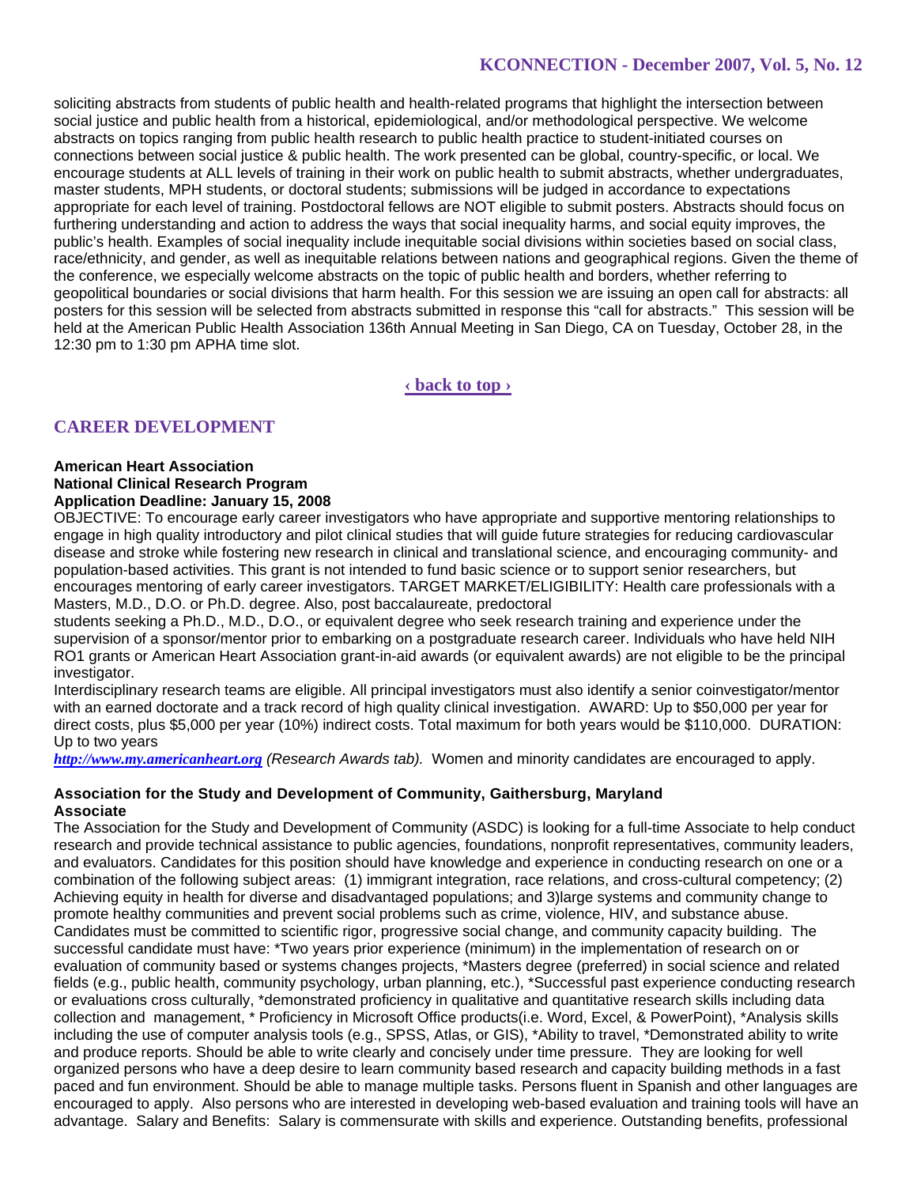soliciting abstracts from students of public health and health-related programs that highlight the intersection between social justice and public health from a historical, epidemiological, and/or methodological perspective. We welcome abstracts on topics ranging from public health research to public health practice to student-initiated courses on connections between social justice & public health. The work presented can be global, country-specific, or local. We encourage students at ALL levels of training in their work on public health to submit abstracts, whether undergraduates, master students, MPH students, or doctoral students; submissions will be judged in accordance to expectations appropriate for each level of training. Postdoctoral fellows are NOT eligible to submit posters. Abstracts should focus on furthering understanding and action to address the ways that social inequality harms, and social equity improves, the public's health. Examples of social inequality include inequitable social divisions within societies based on social class, race/ethnicity, and gender, as well as inequitable relations between nations and geographical regions. Given the theme of the conference, we especially welcome abstracts on the topic of public health and borders, whether referring to geopolitical boundaries or social divisions that harm health. For this session we are issuing an open call for abstracts: all posters for this session will be selected from abstracts submitted in response this "call for abstracts." This session will be held at the American Public Health Association 136th Annual Meeting in San Diego, CA on Tuesday, October 28, in the 12:30 pm to 1:30 pm APHA time slot.

‹ back to top ›

## CAREER DEVELOPMENT

**American Heart Association**
**National Clinical Research Program**
**Application Deadline: January 15, 2008**

OBJECTIVE: To encourage early career investigators who have appropriate and supportive mentoring relationships to engage in high quality introductory and pilot clinical studies that will guide future strategies for reducing cardiovascular disease and stroke while fostering new research in clinical and translational science, and encouraging community- and population-based activities. This grant is not intended to fund basic science or to support senior researchers, but encourages mentoring of early career investigators. TARGET MARKET/ELIGIBILITY: Health care professionals with a Masters, M.D., D.O. or Ph.D. degree. Also, post baccalaureate, predoctoral students seeking a Ph.D., M.D., D.O., or equivalent degree who seek research training and experience under the supervision of a sponsor/mentor prior to embarking on a postgraduate research career. Individuals who have held NIH RO1 grants or American Heart Association grant-in-aid awards (or equivalent awards) are not eligible to be the principal investigator.

Interdisciplinary research teams are eligible. All principal investigators must also identify a senior coinvestigator/mentor with an earned doctorate and a track record of high quality clinical investigation. AWARD: Up to $50,000 per year for direct costs, plus $5,000 per year (10%) indirect costs. Total maximum for both years would be $110,000. DURATION: Up to two years

***http://www.my.americanheart.org*** *(Research Awards tab).* Women and minority candidates are encouraged to apply.

**Association for the Study and Development of Community, Gaithersburg, Maryland**
**Associate**

The Association for the Study and Development of Community (ASDC) is looking for a full-time Associate to help conduct research and provide technical assistance to public agencies, foundations, nonprofit representatives, community leaders, and evaluators. Candidates for this position should have knowledge and experience in conducting research on one or a combination of the following subject areas: (1) immigrant integration, race relations, and cross-cultural competency; (2) Achieving equity in health for diverse and disadvantaged populations; and 3)large systems and community change to promote healthy communities and prevent social problems such as crime, violence, HIV, and substance abuse. Candidates must be committed to scientific rigor, progressive social change, and community capacity building. The successful candidate must have: *Two years prior experience (minimum) in the implementation of research on or evaluation of community based or systems changes projects, *Masters degree (preferred) in social science and related fields (e.g., public health, community psychology, urban planning, etc.), *Successful past experience conducting research or evaluations cross culturally, *demonstrated proficiency in qualitative and quantitative research skills including data collection and management, * Proficiency in Microsoft Office products(i.e. Word, Excel, & PowerPoint), *Analysis skills including the use of computer analysis tools (e.g., SPSS, Atlas, or GIS), *Ability to travel, *Demonstrated ability to write and produce reports. Should be able to write clearly and concisely under time pressure. They are looking for well organized persons who have a deep desire to learn community based research and capacity building methods in a fast paced and fun environment. Should be able to manage multiple tasks. Persons fluent in Spanish and other languages are encouraged to apply. Also persons who are interested in developing web-based evaluation and training tools will have an advantage. Salary and Benefits: Salary is commensurate with skills and experience. Outstanding benefits, professional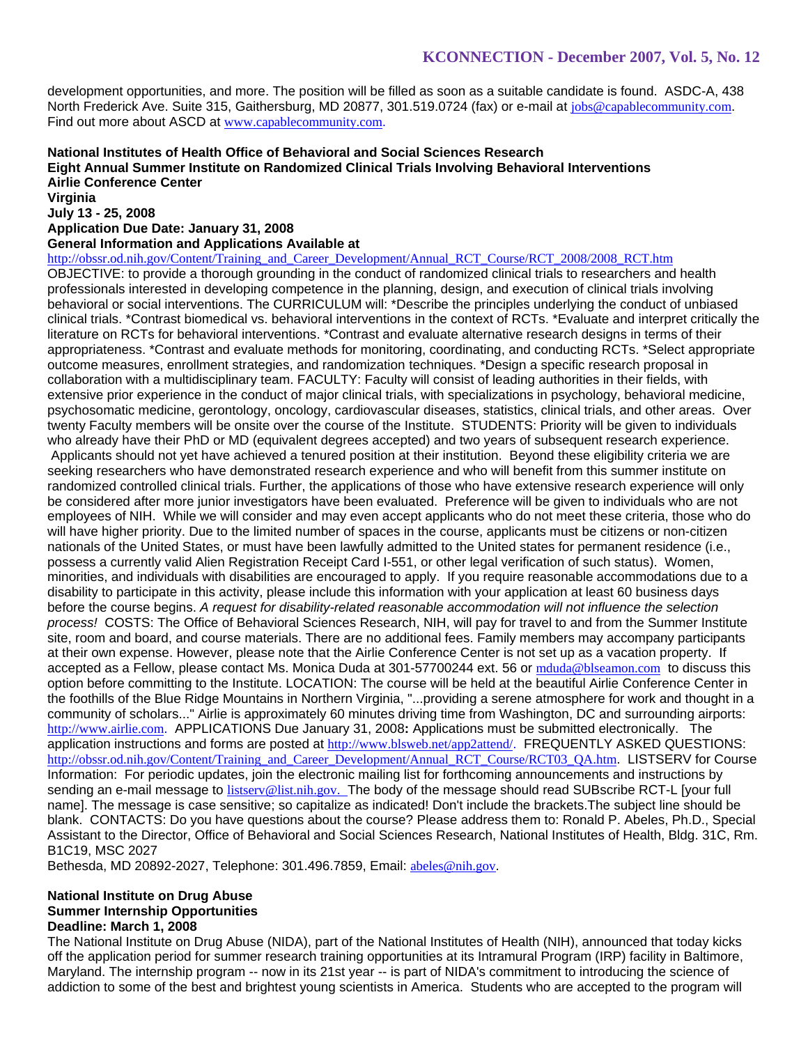development opportunities, and more. The position will be filled as soon as a suitable candidate is found. ASDC-A, 438 North Frederick Ave. Suite 315, Gaithersburg, MD 20877, 301.519.0724 (fax) or e-mail at jobs@capablecommunity.com. Find out more about ASCD at www.capablecommunity.com.

**National Institutes of Health Office of Behavioral and Social Sciences Research**
**Eight Annual Summer Institute on Randomized Clinical Trials Involving Behavioral Interventions**
**Airlie Conference Center**
**Virginia**
**July 13 - 25, 2008**
**Application Due Date: January 31, 2008**
**General Information and Applications Available at**
http://obssr.od.nih.gov/Content/Training_and_Career_Development/Annual_RCT_Course/RCT_2008/2008_RCT.htm
OBJECTIVE: to provide a thorough grounding in the conduct of randomized clinical trials to researchers and health professionals interested in developing competence in the planning, design, and execution of clinical trials involving behavioral or social interventions. The CURRICULUM will: *Describe the principles underlying the conduct of unbiased clinical trials. *Contrast biomedical vs. behavioral interventions in the context of RCTs. *Evaluate and interpret critically the literature on RCTs for behavioral interventions. *Contrast and evaluate alternative research designs in terms of their appropriateness. *Contrast and evaluate methods for monitoring, coordinating, and conducting RCTs. *Select appropriate outcome measures, enrollment strategies, and randomization techniques. *Design a specific research proposal in collaboration with a multidisciplinary team. FACULTY: Faculty will consist of leading authorities in their fields, with extensive prior experience in the conduct of major clinical trials, with specializations in psychology, behavioral medicine, psychosomatic medicine, gerontology, oncology, cardiovascular diseases, statistics, clinical trials, and other areas. Over twenty Faculty members will be onsite over the course of the Institute. STUDENTS: Priority will be given to individuals who already have their PhD or MD (equivalent degrees accepted) and two years of subsequent research experience. Applicants should not yet have achieved a tenured position at their institution. Beyond these eligibility criteria we are seeking researchers who have demonstrated research experience and who will benefit from this summer institute on randomized controlled clinical trials. Further, the applications of those who have extensive research experience will only be considered after more junior investigators have been evaluated. Preference will be given to individuals who are not employees of NIH. While we will consider and may even accept applicants who do not meet these criteria, those who do will have higher priority. Due to the limited number of spaces in the course, applicants must be citizens or non-citizen nationals of the United States, or must have been lawfully admitted to the United states for permanent residence (i.e., possess a currently valid Alien Registration Receipt Card I-551, or other legal verification of such status). Women, minorities, and individuals with disabilities are encouraged to apply. If you require reasonable accommodations due to a disability to participate in this activity, please include this information with your application at least 60 business days before the course begins. *A request for disability-related reasonable accommodation will not influence the selection process!* COSTS: The Office of Behavioral Sciences Research, NIH, will pay for travel to and from the Summer Institute site, room and board, and course materials. There are no additional fees. Family members may accompany participants at their own expense. However, please note that the Airlie Conference Center is not set up as a vacation property. If accepted as a Fellow, please contact Ms. Monica Duda at 301-57700244 ext. 56 or mduda@blseamon.com to discuss this option before committing to the Institute. LOCATION: The course will be held at the beautiful Airlie Conference Center in the foothills of the Blue Ridge Mountains in Northern Virginia, "...providing a serene atmosphere for work and thought in a community of scholars..." Airlie is approximately 60 minutes driving time from Washington, DC and surrounding airports: http://www.airlie.com. APPLICATIONS Due January 31, 2008**:** Applications must be submitted electronically. The application instructions and forms are posted at http://www.blsweb.net/app2attend/. FREQUENTLY ASKED QUESTIONS: http://obssr.od.nih.gov/Content/Training_and_Career_Development/Annual_RCT_Course/RCT03_QA.htm. LISTSERV for Course Information: For periodic updates, join the electronic mailing list for forthcoming announcements and instructions by sending an e-mail message to listserv@list.nih.gov. The body of the message should read SUBscribe RCT-L [your full name]. The message is case sensitive; so capitalize as indicated! Don't include the brackets.The subject line should be blank. CONTACTS: Do you have questions about the course? Please address them to: Ronald P. Abeles, Ph.D., Special Assistant to the Director, Office of Behavioral and Social Sciences Research, National Institutes of Health, Bldg. 31C, Rm. B1C19, MSC 2027
Bethesda, MD 20892-2027, Telephone: 301.496.7859, Email: abeles@nih.gov.

**National Institute on Drug Abuse**
**Summer Internship Opportunities**
**Deadline: March 1, 2008**
The National Institute on Drug Abuse (NIDA), part of the National Institutes of Health (NIH), announced that today kicks off the application period for summer research training opportunities at its Intramural Program (IRP) facility in Baltimore, Maryland. The internship program -- now in its 21st year -- is part of NIDA's commitment to introducing the science of addiction to some of the best and brightest young scientists in America. Students who are accepted to the program will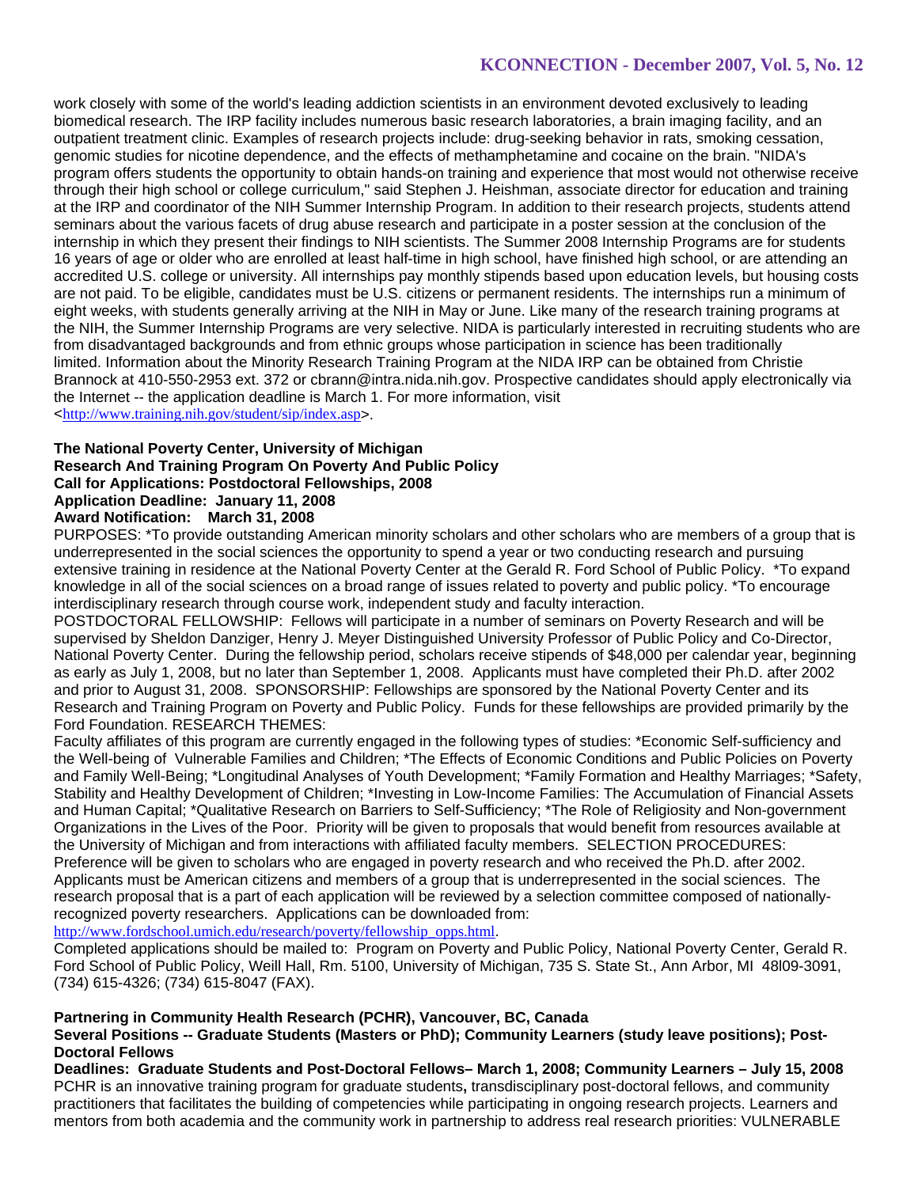work closely with some of the world's leading addiction scientists in an environment devoted exclusively to leading biomedical research. The IRP facility includes numerous basic research laboratories, a brain imaging facility, and an outpatient treatment clinic. Examples of research projects include: drug-seeking behavior in rats, smoking cessation, genomic studies for nicotine dependence, and the effects of methamphetamine and cocaine on the brain. "NIDA's program offers students the opportunity to obtain hands-on training and experience that most would not otherwise receive through their high school or college curriculum," said Stephen J. Heishman, associate director for education and training at the IRP and coordinator of the NIH Summer Internship Program. In addition to their research projects, students attend seminars about the various facets of drug abuse research and participate in a poster session at the conclusion of the internship in which they present their findings to NIH scientists. The Summer 2008 Internship Programs are for students 16 years of age or older who are enrolled at least half-time in high school, have finished high school, or are attending an accredited U.S. college or university. All internships pay monthly stipends based upon education levels, but housing costs are not paid. To be eligible, candidates must be U.S. citizens or permanent residents. The internships run a minimum of eight weeks, with students generally arriving at the NIH in May or June. Like many of the research training programs at the NIH, the Summer Internship Programs are very selective. NIDA is particularly interested in recruiting students who are from disadvantaged backgrounds and from ethnic groups whose participation in science has been traditionally limited. Information about the Minority Research Training Program at the NIDA IRP can be obtained from Christie Brannock at 410-550-2953 ext. 372 or cbrann@intra.nida.nih.gov. Prospective candidates should apply electronically via the Internet -- the application deadline is March 1. For more information, visit <http://www.training.nih.gov/student/sip/index.asp>.

**The National Poverty Center, University of Michigan**
**Research And Training Program On Poverty And Public Policy**
**Call for Applications: Postdoctoral Fellowships, 2008**
**Application Deadline: January 11, 2008**
**Award Notification: March 31, 2008**

PURPOSES: *To provide outstanding American minority scholars and other scholars who are members of a group that is underrepresented in the social sciences the opportunity to spend a year or two conducting research and pursuing extensive training in residence at the National Poverty Center at the Gerald R. Ford School of Public Policy. *To expand knowledge in all of the social sciences on a broad range of issues related to poverty and public policy. *To encourage interdisciplinary research through course work, independent study and faculty interaction.

POSTDOCTORAL FELLOWSHIP: Fellows will participate in a number of seminars on Poverty Research and will be supervised by Sheldon Danziger, Henry J. Meyer Distinguished University Professor of Public Policy and Co-Director, National Poverty Center. During the fellowship period, scholars receive stipends of $48,000 per calendar year, beginning as early as July 1, 2008, but no later than September 1, 2008. Applicants must have completed their Ph.D. after 2002 and prior to August 31, 2008. SPONSORSHIP: Fellowships are sponsored by the National Poverty Center and its Research and Training Program on Poverty and Public Policy. Funds for these fellowships are provided primarily by the Ford Foundation. RESEARCH THEMES:

Faculty affiliates of this program are currently engaged in the following types of studies: *Economic Self-sufficiency and the Well-being of Vulnerable Families and Children; *The Effects of Economic Conditions and Public Policies on Poverty and Family Well-Being; *Longitudinal Analyses of Youth Development; *Family Formation and Healthy Marriages; *Safety, Stability and Healthy Development of Children; *Investing in Low-Income Families: The Accumulation of Financial Assets and Human Capital; *Qualitative Research on Barriers to Self-Sufficiency; *The Role of Religiosity and Non-government Organizations in the Lives of the Poor. Priority will be given to proposals that would benefit from resources available at the University of Michigan and from interactions with affiliated faculty members. SELECTION PROCEDURES: Preference will be given to scholars who are engaged in poverty research and who received the Ph.D. after 2002. Applicants must be American citizens and members of a group that is underrepresented in the social sciences. The research proposal that is a part of each application will be reviewed by a selection committee composed of nationally-recognized poverty researchers. Applications can be downloaded from: http://www.fordschool.umich.edu/research/poverty/fellowship_opps.html.

Completed applications should be mailed to: Program on Poverty and Public Policy, National Poverty Center, Gerald R. Ford School of Public Policy, Weill Hall, Rm. 5100, University of Michigan, 735 S. State St., Ann Arbor, MI 48l09-3091, (734) 615-4326; (734) 615-8047 (FAX).

**Partnering in Community Health Research (PCHR), Vancouver, BC, Canada**
**Several Positions -- Graduate Students (Masters or PhD); Community Learners (study leave positions); Post-Doctoral Fellows**
**Deadlines: Graduate Students and Post-Doctoral Fellows– March 1, 2008; Community Learners – July 15, 2008**

PCHR is an innovative training program for graduate students**,** transdisciplinary post-doctoral fellows, and community practitioners that facilitates the building of competencies while participating in ongoing research projects. Learners and mentors from both academia and the community work in partnership to address real research priorities: VULNERABLE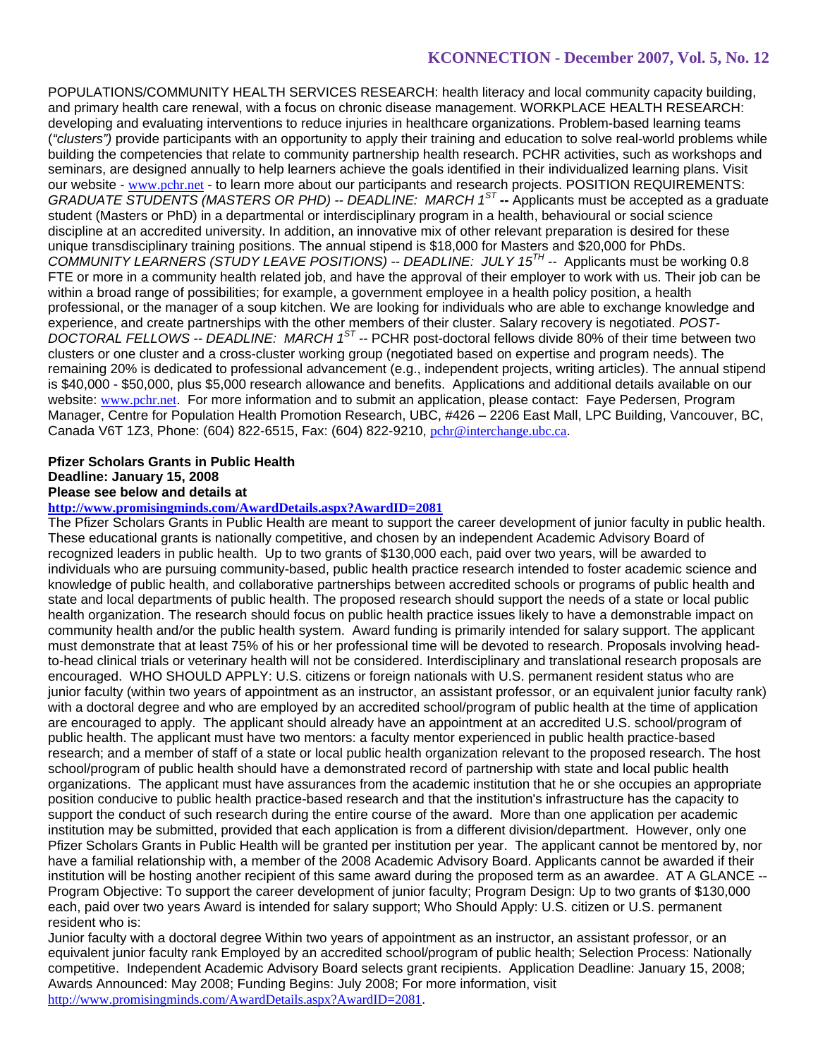POPULATIONS/COMMUNITY HEALTH SERVICES RESEARCH: health literacy and local community capacity building, and primary health care renewal, with a focus on chronic disease management. WORKPLACE HEALTH RESEARCH: developing and evaluating interventions to reduce injuries in healthcare organizations. Problem-based learning teams (*"clusters")* provide participants with an opportunity to apply their training and education to solve real-world problems while building the competencies that relate to community partnership health research. PCHR activities, such as workshops and seminars, are designed annually to help learners achieve the goals identified in their individualized learning plans. Visit our website - www.pchr.net - to learn more about our participants and research projects. POSITION REQUIREMENTS: *GRADUATE STUDENTS (MASTERS OR PHD) -- DEADLINE: MARCH 1ST* **--** Applicants must be accepted as a graduate student (Masters or PhD) in a departmental or interdisciplinary program in a health, behavioural or social science discipline at an accredited university. In addition, an innovative mix of other relevant preparation is desired for these unique transdisciplinary training positions. The annual stipend is $18,000 for Masters and $20,000 for PhDs. *COMMUNITY LEARNERS (STUDY LEAVE POSITIONS) -- DEADLINE: JULY 15TH* -- Applicants must be working 0.8 FTE or more in a community health related job, and have the approval of their employer to work with us. Their job can be within a broad range of possibilities; for example, a government employee in a health policy position, a health professional, or the manager of a soup kitchen. We are looking for individuals who are able to exchange knowledge and experience, and create partnerships with the other members of their cluster. Salary recovery is negotiated. *POST-DOCTORAL FELLOWS -- DEADLINE: MARCH 1ST* -- PCHR post-doctoral fellows divide 80% of their time between two clusters or one cluster and a cross-cluster working group (negotiated based on expertise and program needs). The remaining 20% is dedicated to professional advancement (e.g., independent projects, writing articles). The annual stipend is $40,000 - $50,000, plus $5,000 research allowance and benefits. Applications and additional details available on our website: www.pchr.net. For more information and to submit an application, please contact: Faye Pedersen, Program Manager, Centre for Population Health Promotion Research, UBC, #426 – 2206 East Mall, LPC Building, Vancouver, BC, Canada V6T 1Z3, Phone: (604) 822-6515, Fax: (604) 822-9210, pchr@interchange.ubc.ca.

**Pfizer Scholars Grants in Public Health**
**Deadline: January 15, 2008**
**Please see below and details at**
**http://www.promisingminds.com/AwardDetails.aspx?AwardID=2081**

The Pfizer Scholars Grants in Public Health are meant to support the career development of junior faculty in public health. These educational grants is nationally competitive, and chosen by an independent Academic Advisory Board of recognized leaders in public health. Up to two grants of $130,000 each, paid over two years, will be awarded to individuals who are pursuing community-based, public health practice research intended to foster academic science and knowledge of public health, and collaborative partnerships between accredited schools or programs of public health and state and local departments of public health. The proposed research should support the needs of a state or local public health organization. The research should focus on public health practice issues likely to have a demonstrable impact on community health and/or the public health system. Award funding is primarily intended for salary support. The applicant must demonstrate that at least 75% of his or her professional time will be devoted to research. Proposals involving head-to-head clinical trials or veterinary health will not be considered. Interdisciplinary and translational research proposals are encouraged. WHO SHOULD APPLY: U.S. citizens or foreign nationals with U.S. permanent resident status who are junior faculty (within two years of appointment as an instructor, an assistant professor, or an equivalent junior faculty rank) with a doctoral degree and who are employed by an accredited school/program of public health at the time of application are encouraged to apply. The applicant should already have an appointment at an accredited U.S. school/program of public health. The applicant must have two mentors: a faculty mentor experienced in public health practice-based research; and a member of staff of a state or local public health organization relevant to the proposed research. The host school/program of public health should have a demonstrated record of partnership with state and local public health organizations. The applicant must have assurances from the academic institution that he or she occupies an appropriate position conducive to public health practice-based research and that the institution's infrastructure has the capacity to support the conduct of such research during the entire course of the award. More than one application per academic institution may be submitted, provided that each application is from a different division/department. However, only one Pfizer Scholars Grants in Public Health will be granted per institution per year. The applicant cannot be mentored by, nor have a familial relationship with, a member of the 2008 Academic Advisory Board. Applicants cannot be awarded if their institution will be hosting another recipient of this same award during the proposed term as an awardee. AT A GLANCE -- Program Objective: To support the career development of junior faculty; Program Design: Up to two grants of $130,000 each, paid over two years Award is intended for salary support; Who Should Apply: U.S. citizen or U.S. permanent resident who is:
Junior faculty with a doctoral degree Within two years of appointment as an instructor, an assistant professor, or an equivalent junior faculty rank Employed by an accredited school/program of public health; Selection Process: Nationally competitive. Independent Academic Advisory Board selects grant recipients. Application Deadline: January 15, 2008; Awards Announced: May 2008; Funding Begins: July 2008; For more information, visit http://www.promisingminds.com/AwardDetails.aspx?AwardID=2081.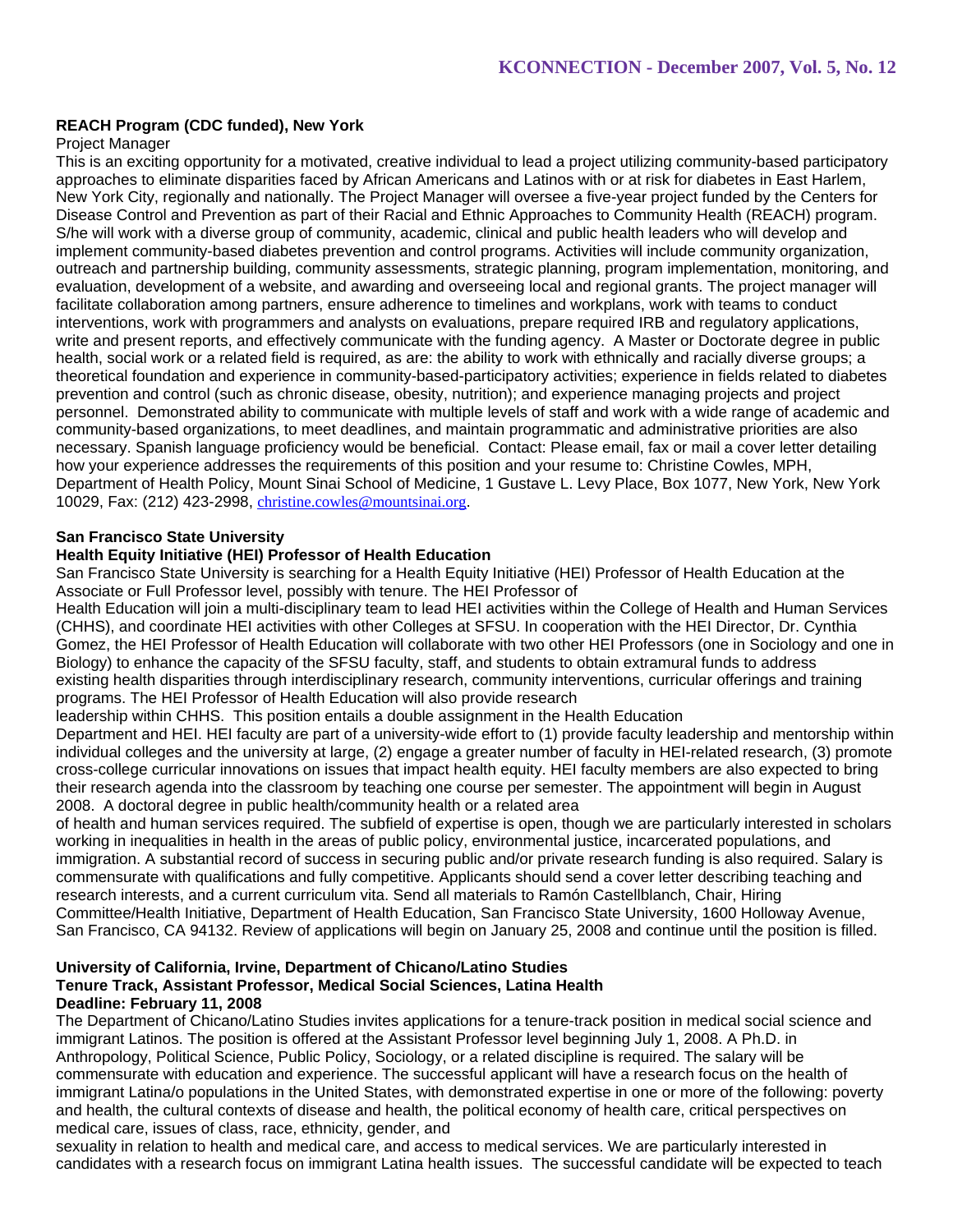**REACH Program (CDC funded), New York**

Project Manager

This is an exciting opportunity for a motivated, creative individual to lead a project utilizing community-based participatory approaches to eliminate disparities faced by African Americans and Latinos with or at risk for diabetes in East Harlem, New York City, regionally and nationally. The Project Manager will oversee a five-year project funded by the Centers for Disease Control and Prevention as part of their Racial and Ethnic Approaches to Community Health (REACH) program. S/he will work with a diverse group of community, academic, clinical and public health leaders who will develop and implement community-based diabetes prevention and control programs. Activities will include community organization, outreach and partnership building, community assessments, strategic planning, program implementation, monitoring, and evaluation, development of a website, and awarding and overseeing local and regional grants. The project manager will facilitate collaboration among partners, ensure adherence to timelines and workplans, work with teams to conduct interventions, work with programmers and analysts on evaluations, prepare required IRB and regulatory applications, write and present reports, and effectively communicate with the funding agency. A Master or Doctorate degree in public health, social work or a related field is required, as are: the ability to work with ethnically and racially diverse groups; a theoretical foundation and experience in community-based-participatory activities; experience in fields related to diabetes prevention and control (such as chronic disease, obesity, nutrition); and experience managing projects and project personnel. Demonstrated ability to communicate with multiple levels of staff and work with a wide range of academic and community-based organizations, to meet deadlines, and maintain programmatic and administrative priorities are also necessary. Spanish language proficiency would be beneficial. Contact: Please email, fax or mail a cover letter detailing how your experience addresses the requirements of this position and your resume to: Christine Cowles, MPH, Department of Health Policy, Mount Sinai School of Medicine, 1 Gustave L. Levy Place, Box 1077, New York, New York 10029, Fax: (212) 423-2998, christine.cowles@mountsinai.org.

**San Francisco State University**

**Health Equity Initiative (HEI) Professor of Health Education**

San Francisco State University is searching for a Health Equity Initiative (HEI) Professor of Health Education at the Associate or Full Professor level, possibly with tenure. The HEI Professor of Health Education will join a multi-disciplinary team to lead HEI activities within the College of Health and Human Services (CHHS), and coordinate HEI activities with other Colleges at SFSU. In cooperation with the HEI Director, Dr. Cynthia Gomez, the HEI Professor of Health Education will collaborate with two other HEI Professors (one in Sociology and one in Biology) to enhance the capacity of the SFSU faculty, staff, and students to obtain extramural funds to address existing health disparities through interdisciplinary research, community interventions, curricular offerings and training programs. The HEI Professor of Health Education will also provide research leadership within CHHS. This position entails a double assignment in the Health Education Department and HEI. HEI faculty are part of a university-wide effort to (1) provide faculty leadership and mentorship within individual colleges and the university at large, (2) engage a greater number of faculty in HEI-related research, (3) promote cross-college curricular innovations on issues that impact health equity. HEI faculty members are also expected to bring their research agenda into the classroom by teaching one course per semester. The appointment will begin in August 2008. A doctoral degree in public health/community health or a related area of health and human services required. The subfield of expertise is open, though we are particularly interested in scholars working in inequalities in health in the areas of public policy, environmental justice, incarcerated populations, and immigration. A substantial record of success in securing public and/or private research funding is also required. Salary is commensurate with qualifications and fully competitive. Applicants should send a cover letter describing teaching and research interests, and a current curriculum vita. Send all materials to Ramón Castellblanch, Chair, Hiring Committee/Health Initiative, Department of Health Education, San Francisco State University, 1600 Holloway Avenue, San Francisco, CA 94132. Review of applications will begin on January 25, 2008 and continue until the position is filled.

**University of California, Irvine, Department of Chicano/Latino Studies**
**Tenure Track, Assistant Professor, Medical Social Sciences, Latina Health**
**Deadline: February 11, 2008**

The Department of Chicano/Latino Studies invites applications for a tenure-track position in medical social science and immigrant Latinos. The position is offered at the Assistant Professor level beginning July 1, 2008. A Ph.D. in Anthropology, Political Science, Public Policy, Sociology, or a related discipline is required. The salary will be commensurate with education and experience. The successful applicant will have a research focus on the health of immigrant Latina/o populations in the United States, with demonstrated expertise in one or more of the following: poverty and health, the cultural contexts of disease and health, the political economy of health care, critical perspectives on medical care, issues of class, race, ethnicity, gender, and sexuality in relation to health and medical care, and access to medical services. We are particularly interested in candidates with a research focus on immigrant Latina health issues. The successful candidate will be expected to teach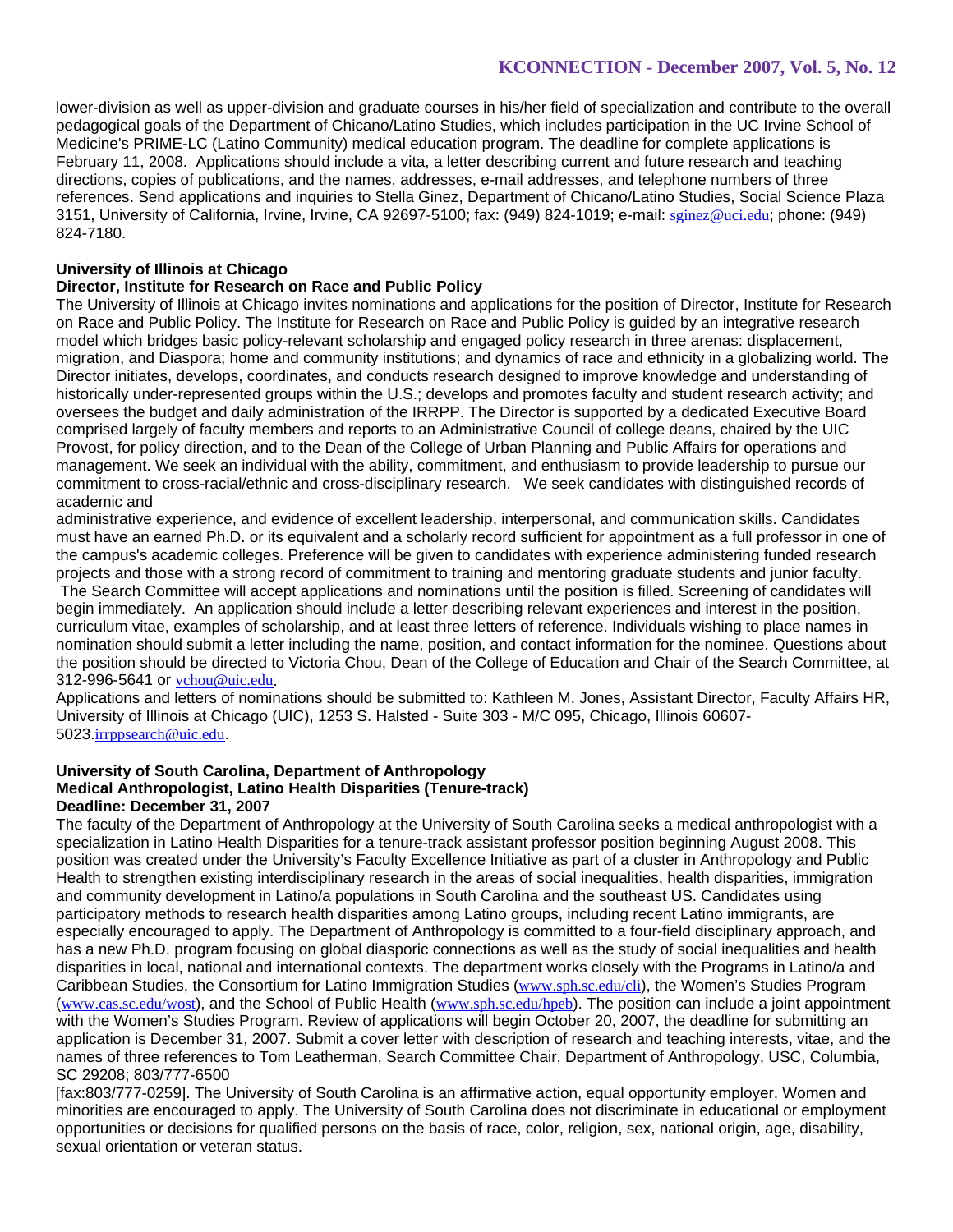lower-division as well as upper-division and graduate courses in his/her field of specialization and contribute to the overall pedagogical goals of the Department of Chicano/Latino Studies, which includes participation in the UC Irvine School of Medicine's PRIME-LC (Latino Community) medical education program. The deadline for complete applications is February 11, 2008. Applications should include a vita, a letter describing current and future research and teaching directions, copies of publications, and the names, addresses, e-mail addresses, and telephone numbers of three references. Send applications and inquiries to Stella Ginez, Department of Chicano/Latino Studies, Social Science Plaza 3151, University of California, Irvine, Irvine, CA 92697-5100; fax: (949) 824-1019; e-mail: sginez@uci.edu; phone: (949) 824-7180.

**University of Illinois at Chicago**
**Director, Institute for Research on Race and Public Policy**

The University of Illinois at Chicago invites nominations and applications for the position of Director, Institute for Research on Race and Public Policy. The Institute for Research on Race and Public Policy is guided by an integrative research model which bridges basic policy-relevant scholarship and engaged policy research in three arenas: displacement, migration, and Diaspora; home and community institutions; and dynamics of race and ethnicity in a globalizing world. The Director initiates, develops, coordinates, and conducts research designed to improve knowledge and understanding of historically under-represented groups within the U.S.; develops and promotes faculty and student research activity; and oversees the budget and daily administration of the IRRPP. The Director is supported by a dedicated Executive Board comprised largely of faculty members and reports to an Administrative Council of college deans, chaired by the UIC Provost, for policy direction, and to the Dean of the College of Urban Planning and Public Affairs for operations and management. We seek an individual with the ability, commitment, and enthusiasm to provide leadership to pursue our commitment to cross-racial/ethnic and cross-disciplinary research. We seek candidates with distinguished records of academic and administrative experience, and evidence of excellent leadership, interpersonal, and communication skills. Candidates must have an earned Ph.D. or its equivalent and a scholarly record sufficient for appointment as a full professor in one of the campus's academic colleges. Preference will be given to candidates with experience administering funded research projects and those with a strong record of commitment to training and mentoring graduate students and junior faculty.

The Search Committee will accept applications and nominations until the position is filled. Screening of candidates will begin immediately. An application should include a letter describing relevant experiences and interest in the position, curriculum vitae, examples of scholarship, and at least three letters of reference. Individuals wishing to place names in nomination should submit a letter including the name, position, and contact information for the nominee. Questions about the position should be directed to Victoria Chou, Dean of the College of Education and Chair of the Search Committee, at 312-996-5641 or vchou@uic.edu.

Applications and letters of nominations should be submitted to: Kathleen M. Jones, Assistant Director, Faculty Affairs HR, University of Illinois at Chicago (UIC), 1253 S. Halsted - Suite 303 - M/C 095, Chicago, Illinois 60607-5023.irrppsearch@uic.edu.

**University of South Carolina, Department of Anthropology**
**Medical Anthropologist, Latino Health Disparities (Tenure-track)**
**Deadline: December 31, 2007**

The faculty of the Department of Anthropology at the University of South Carolina seeks a medical anthropologist with a specialization in Latino Health Disparities for a tenure-track assistant professor position beginning August 2008. This position was created under the University's Faculty Excellence Initiative as part of a cluster in Anthropology and Public Health to strengthen existing interdisciplinary research in the areas of social inequalities, health disparities, immigration and community development in Latino/a populations in South Carolina and the southeast US. Candidates using participatory methods to research health disparities among Latino groups, including recent Latino immigrants, are especially encouraged to apply. The Department of Anthropology is committed to a four-field disciplinary approach, and has a new Ph.D. program focusing on global diasporic connections as well as the study of social inequalities and health disparities in local, national and international contexts. The department works closely with the Programs in Latino/a and Caribbean Studies, the Consortium for Latino Immigration Studies (www.sph.sc.edu/cli), the Women's Studies Program (www.cas.sc.edu/wost), and the School of Public Health (www.sph.sc.edu/hpeb). The position can include a joint appointment with the Women's Studies Program. Review of applications will begin October 20, 2007, the deadline for submitting an application is December 31, 2007. Submit a cover letter with description of research and teaching interests, vitae, and the names of three references to Tom Leatherman, Search Committee Chair, Department of Anthropology, USC, Columbia, SC 29208; 803/777-6500 [fax:803/777-0259]. The University of South Carolina is an affirmative action, equal opportunity employer, Women and minorities are encouraged to apply. The University of South Carolina does not discriminate in educational or employment opportunities or decisions for qualified persons on the basis of race, color, religion, sex, national origin, age, disability, sexual orientation or veteran status.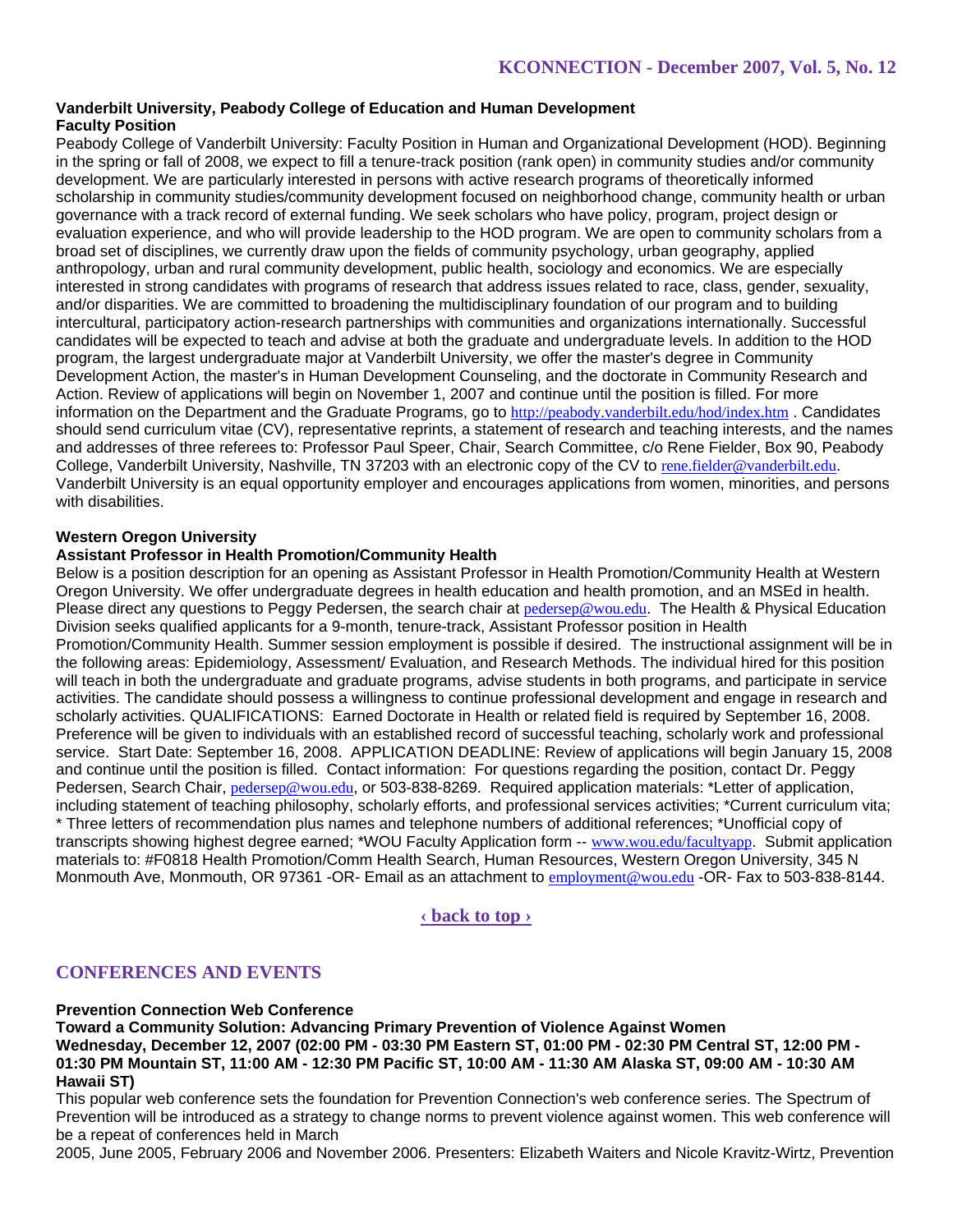**Vanderbilt University, Peabody College of Education and Human Development**
**Faculty Position**

Peabody College of Vanderbilt University: Faculty Position in Human and Organizational Development (HOD). Beginning in the spring or fall of 2008, we expect to fill a tenure-track position (rank open) in community studies and/or community development. We are particularly interested in persons with active research programs of theoretically informed scholarship in community studies/community development focused on neighborhood change, community health or urban governance with a track record of external funding. We seek scholars who have policy, program, project design or evaluation experience, and who will provide leadership to the HOD program. We are open to community scholars from a broad set of disciplines, we currently draw upon the fields of community psychology, urban geography, applied anthropology, urban and rural community development, public health, sociology and economics. We are especially interested in strong candidates with programs of research that address issues related to race, class, gender, sexuality, and/or disparities. We are committed to broadening the multidisciplinary foundation of our program and to building intercultural, participatory action-research partnerships with communities and organizations internationally. Successful candidates will be expected to teach and advise at both the graduate and undergraduate levels. In addition to the HOD program, the largest undergraduate major at Vanderbilt University, we offer the master's degree in Community Development Action, the master's in Human Development Counseling, and the doctorate in Community Research and Action. Review of applications will begin on November 1, 2007 and continue until the position is filled. For more information on the Department and the Graduate Programs, go to http://peabody.vanderbilt.edu/hod/index.htm . Candidates should send curriculum vitae (CV), representative reprints, a statement of research and teaching interests, and the names and addresses of three referees to: Professor Paul Speer, Chair, Search Committee, c/o Rene Fielder, Box 90, Peabody College, Vanderbilt University, Nashville, TN 37203 with an electronic copy of the CV to rene.fielder@vanderbilt.edu. Vanderbilt University is an equal opportunity employer and encourages applications from women, minorities, and persons with disabilities.

**Western Oregon University**
**Assistant Professor in Health Promotion/Community Health**

Below is a position description for an opening as Assistant Professor in Health Promotion/Community Health at Western Oregon University. We offer undergraduate degrees in health education and health promotion, and an MSEd in health. Please direct any questions to Peggy Pedersen, the search chair at pedersep@wou.edu. The Health & Physical Education Division seeks qualified applicants for a 9-month, tenure-track, Assistant Professor position in Health Promotion/Community Health. Summer session employment is possible if desired. The instructional assignment will be in the following areas: Epidemiology, Assessment/ Evaluation, and Research Methods. The individual hired for this position will teach in both the undergraduate and graduate programs, advise students in both programs, and participate in service activities. The candidate should possess a willingness to continue professional development and engage in research and scholarly activities. QUALIFICATIONS: Earned Doctorate in Health or related field is required by September 16, 2008. Preference will be given to individuals with an established record of successful teaching, scholarly work and professional service. Start Date: September 16, 2008. APPLICATION DEADLINE: Review of applications will begin January 15, 2008 and continue until the position is filled. Contact information: For questions regarding the position, contact Dr. Peggy Pedersen, Search Chair, pedersep@wou.edu, or 503-838-8269. Required application materials: *Letter of application, including statement of teaching philosophy, scholarly efforts, and professional services activities; *Current curriculum vita; * Three letters of recommendation plus names and telephone numbers of additional references; *Unofficial copy of transcripts showing highest degree earned; *WOU Faculty Application form -- www.wou.edu/facultyapp. Submit application materials to: #F0818 Health Promotion/Comm Health Search, Human Resources, Western Oregon University, 345 N Monmouth Ave, Monmouth, OR 97361 -OR- Email as an attachment to employment@wou.edu -OR- Fax to 503-838-8144.

‹ back to top ›

## CONFERENCES AND EVENTS

**Prevention Connection Web Conference**
**Toward a Community Solution: Advancing Primary Prevention of Violence Against Women**
**Wednesday, December 12, 2007 (02:00 PM - 03:30 PM Eastern ST, 01:00 PM - 02:30 PM Central ST, 12:00 PM - 01:30 PM Mountain ST, 11:00 AM - 12:30 PM Pacific ST, 10:00 AM - 11:30 AM Alaska ST, 09:00 AM - 10:30 AM Hawaii ST)**

This popular web conference sets the foundation for Prevention Connection's web conference series. The Spectrum of Prevention will be introduced as a strategy to change norms to prevent violence against women. This web conference will be a repeat of conferences held in March 2005, June 2005, February 2006 and November 2006. Presenters: Elizabeth Waiters and Nicole Kravitz-Wirtz, Prevention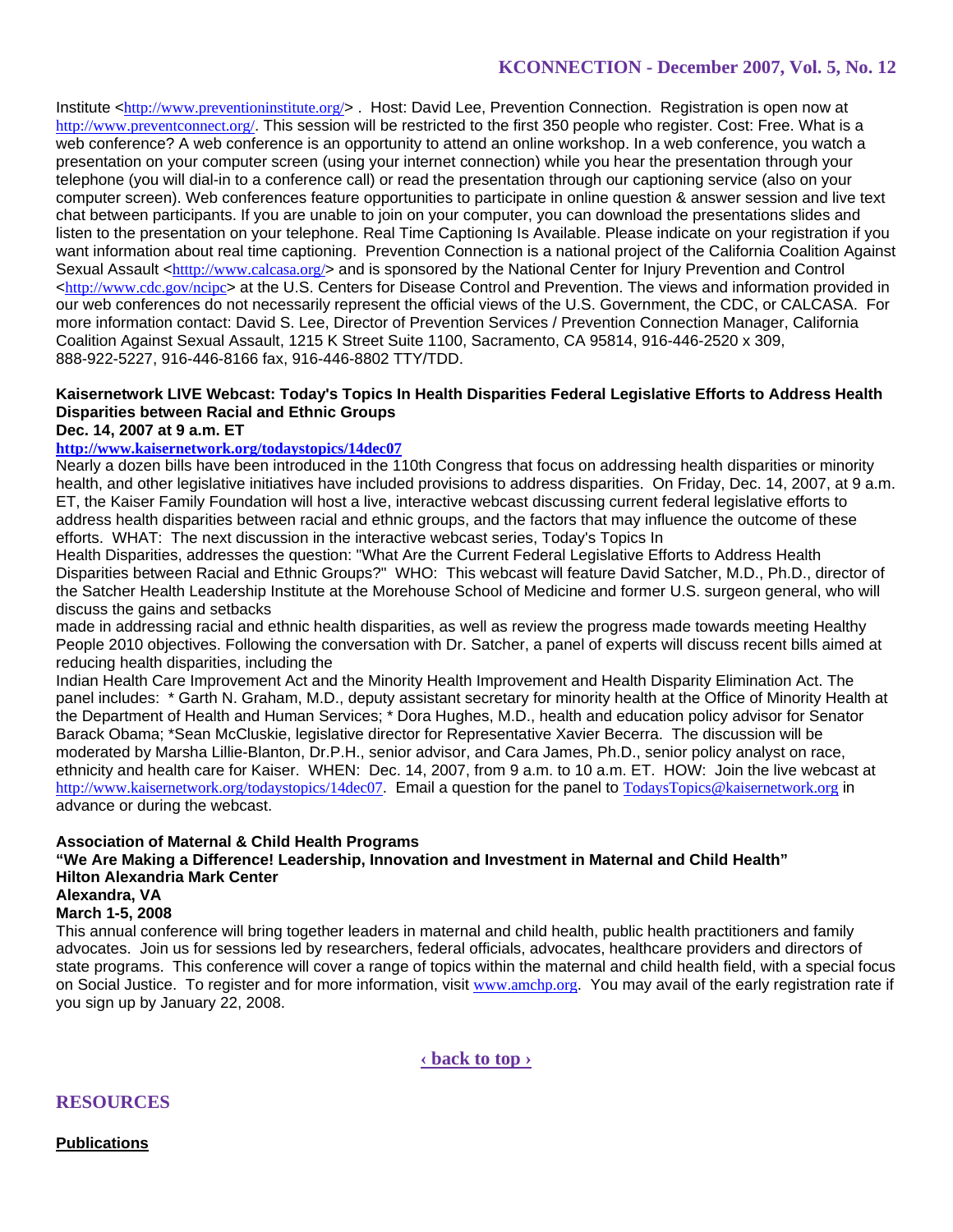Institute <http://www.preventioninstitute.org/> . Host: David Lee, Prevention Connection. Registration is open now at http://www.preventconnect.org/. This session will be restricted to the first 350 people who register. Cost: Free. What is a web conference? A web conference is an opportunity to attend an online workshop. In a web conference, you watch a presentation on your computer screen (using your internet connection) while you hear the presentation through your telephone (you will dial-in to a conference call) or read the presentation through our captioning service (also on your computer screen). Web conferences feature opportunities to participate in online question & answer session and live text chat between participants. If you are unable to join on your computer, you can download the presentations slides and listen to the presentation on your telephone. Real Time Captioning Is Available. Please indicate on your registration if you want information about real time captioning. Prevention Connection is a national project of the California Coalition Against Sexual Assault <http://www.calcasa.org/> and is sponsored by the National Center for Injury Prevention and Control <http://www.cdc.gov/ncipc> at the U.S. Centers for Disease Control and Prevention. The views and information provided in our web conferences do not necessarily represent the official views of the U.S. Government, the CDC, or CALCASA. For more information contact: David S. Lee, Director of Prevention Services / Prevention Connection Manager, California Coalition Against Sexual Assault, 1215 K Street Suite 1100, Sacramento, CA 95814, 916-446-2520 x 309, 888-922-5227, 916-446-8166 fax, 916-446-8802 TTY/TDD.

**Kaisernetwork LIVE Webcast: Today's Topics In Health Disparities Federal Legislative Efforts to Address Health Disparities between Racial and Ethnic Groups**
**Dec. 14, 2007 at 9 a.m. ET**
**http://www.kaisernetwork.org/todaystopics/14dec07**

Nearly a dozen bills have been introduced in the 110th Congress that focus on addressing health disparities or minority health, and other legislative initiatives have included provisions to address disparities. On Friday, Dec. 14, 2007, at 9 a.m. ET, the Kaiser Family Foundation will host a live, interactive webcast discussing current federal legislative efforts to address health disparities between racial and ethnic groups, and the factors that may influence the outcome of these efforts. WHAT: The next discussion in the interactive webcast series, Today's Topics In Health Disparities, addresses the question: "What Are the Current Federal Legislative Efforts to Address Health Disparities between Racial and Ethnic Groups?" WHO: This webcast will feature David Satcher, M.D., Ph.D., director of the Satcher Health Leadership Institute at the Morehouse School of Medicine and former U.S. surgeon general, who will discuss the gains and setbacks made in addressing racial and ethnic health disparities, as well as review the progress made towards meeting Healthy People 2010 objectives. Following the conversation with Dr. Satcher, a panel of experts will discuss recent bills aimed at reducing health disparities, including the Indian Health Care Improvement Act and the Minority Health Improvement and Health Disparity Elimination Act. The panel includes: * Garth N. Graham, M.D., deputy assistant secretary for minority health at the Office of Minority Health at the Department of Health and Human Services; * Dora Hughes, M.D., health and education policy advisor for Senator Barack Obama; *Sean McCluskie, legislative director for Representative Xavier Becerra. The discussion will be moderated by Marsha Lillie-Blanton, Dr.P.H., senior advisor, and Cara James, Ph.D., senior policy analyst on race, ethnicity and health care for Kaiser. WHEN: Dec. 14, 2007, from 9 a.m. to 10 a.m. ET. HOW: Join the live webcast at http://www.kaisernetwork.org/todaystopics/14dec07. Email a question for the panel to TodaysTopics@kaisernetwork.org in advance or during the webcast.

**Association of Maternal & Child Health Programs**
**"We Are Making a Difference! Leadership, Innovation and Investment in Maternal and Child Health"**
**Hilton Alexandria Mark Center**
**Alexandra, VA**
**March 1-5, 2008**

This annual conference will bring together leaders in maternal and child health, public health practitioners and family advocates. Join us for sessions led by researchers, federal officials, advocates, healthcare providers and directors of state programs. This conference will cover a range of topics within the maternal and child health field, with a special focus on Social Justice. To register and for more information, visit www.amchp.org. You may avail of the early registration rate if you sign up by January 22, 2008.

‹ back to top ›

## RESOURCES

**Publications**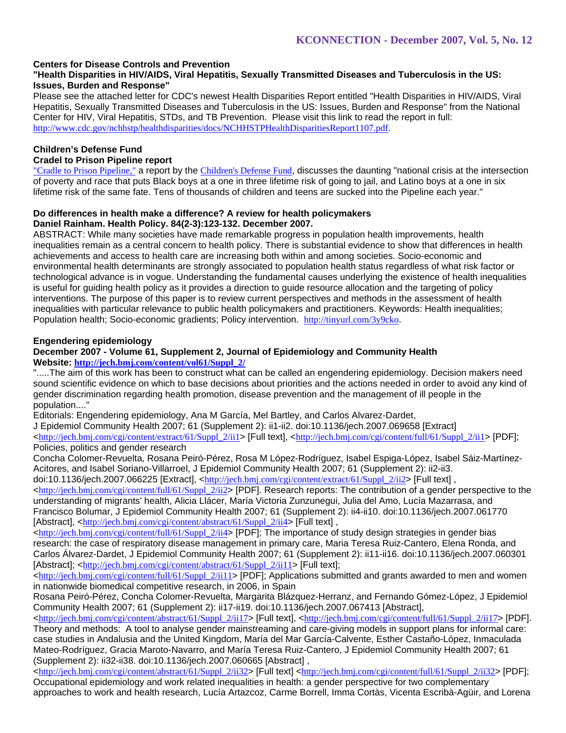**Centers for Disease Controls and Prevention**

**"Health Disparities in HIV/AIDS, Viral Hepatitis, Sexually Transmitted Diseases and Tuberculosis in the US: Issues, Burden and Response"**

Please see the attached letter for CDC's newest Health Disparities Report entitled "Health Disparities in HIV/AIDS, Viral Hepatitis, Sexually Transmitted Diseases and Tuberculosis in the US: Issues, Burden and Response" from the National Center for HIV, Viral Hepatitis, STDs, and TB Prevention. Please visit this link to read the report in full: http://www.cdc.gov/nchhstp/healthdisparities/docs/NCHHSTPHealthDisparitiesReport1107.pdf.

**Children's Defense Fund**

**Cradel to Prison Pipeline report**

"Cradle to Prison Pipeline," a report by the Children's Defense Fund, discusses the daunting "national crisis at the intersection of poverty and race that puts Black boys at a one in three lifetime risk of going to jail, and Latino boys at a one in six lifetime risk of the same fate. Tens of thousands of children and teens are sucked into the Pipeline each year."

**Do differences in health make a difference? A review for health policymakers**

**Daniel Rainham. Health Policy. 84(2-3):123-132. December 2007.**

ABSTRACT: While many societies have made remarkable progress in population health improvements, health inequalities remain as a central concern to health policy. There is substantial evidence to show that differences in health achievements and access to health care are increasing both within and among societies. Socio-economic and environmental health determinants are strongly associated to population health status regardless of what risk factor or technological advance is in vogue. Understanding the fundamental causes underlying the existence of health inequalities is useful for guiding health policy as it provides a direction to guide resource allocation and the targeting of policy interventions. The purpose of this paper is to review current perspectives and methods in the assessment of health inequalities with particular relevance to public health policymakers and practitioners. Keywords: Health inequalities; Population health; Socio-economic gradients; Policy intervention. http://tinyurl.com/3y9cko.

**Engendering epidemiology**

**December 2007 - Volume 61, Supplement 2, Journal of Epidemiology and Community Health**

**Website: http://jech.bmj.com/content/vol61/Suppl_2/**

".....The aim of this work has been to construct what can be called an engendering epidemiology. Decision makers need sound scientific evidence on which to base decisions about priorities and the actions needed in order to avoid any kind of gender discrimination regarding health promotion, disease prevention and the management of ill people in the population...."

Editorials: Engendering epidemiology, Ana M García, Mel Bartley, and Carlos Alvarez-Dardet, J Epidemiol Community Health 2007; 61 (Supplement 2): ii1-ii2. doi:10.1136/jech.2007.069658 [Extract] <http://jech.bmj.com/cgi/content/extract/61/Suppl_2/ii1> [Full text], <http://jech.bmj.com/cgi/content/full/61/Suppl_2/ii1> [PDF]; Policies, politics and gender research

Concha Colomer-Revuelta, Rosana Peiró-Pérez, Rosa M López-Rodríguez, Isabel Espiga-López, Isabel Sáiz-Martínez-Acitores, and Isabel Soriano-Villarroel, J Epidemiol Community Health 2007; 61 (Supplement 2): ii2-ii3. doi:10.1136/jech.2007.066225 [Extract], <http://jech.bmj.com/cgi/content/extract/61/Suppl_2/ii2> [Full text] , <http://jech.bmj.com/cgi/content/full/61/Suppl_2/ii2> [PDF]. Research reports: The contribution of a gender perspective to the understanding of migrants' health, Alicia Llácer, María Victoria Zunzunegui, Julia del Amo, Lucía Mazarrasa, and Francisco Bolumar, J Epidemiol Community Health 2007; 61 (Supplement 2): ii4-ii10. doi:10.1136/jech.2007.061770 [Abstract], <http://jech.bmj.com/cgi/content/abstract/61/Suppl_2/ii4> [Full text] , <http://jech.bmj.com/cgi/content/full/61/Suppl_2/ii4> [PDF]; The importance of study design strategies in gender bias research: the case of respiratory disease management in primary care, Maria Teresa Ruiz-Cantero, Elena Ronda, and Carlos Álvarez-Dardet, J Epidemiol Community Health 2007; 61 (Supplement 2): ii11-ii16. doi:10.1136/jech.2007.060301 [Abstract]; <http://jech.bmj.com/cgi/content/abstract/61/Suppl_2/ii11> [Full text]; <http://jech.bmj.com/cgi/content/full/61/Suppl_2/ii11> [PDF]; Applications submitted and grants awarded to men and women in nationwide biomedical competitive research, in 2006, in Spain

Rosana Peiró-Pérez, Concha Colomer-Revuelta, Margarita Blázquez-Herranz, and Fernando Gómez-López, J Epidemiol Community Health 2007; 61 (Supplement 2): ii17-ii19. doi:10.1136/jech.2007.067413 [Abstract], <http://jech.bmj.com/cgi/content/abstract/61/Suppl_2/ii17> [Full text], <http://jech.bmj.com/cgi/content/full/61/Suppl_2/ii17> [PDF]. Theory and methods: A tool to analyse gender mainstreaming and care-giving models in support plans for informal care: case studies in Andalusia and the United Kingdom, María del Mar García-Calvente, Esther Castaño-López, Inmaculada Mateo-Rodríguez, Gracia Maroto-Navarro, and María Teresa Ruiz-Cantero, J Epidemiol Community Health 2007; 61 (Supplement 2): ii32-ii38. doi:10.1136/jech.2007.060665 [Abstract] , <http://jech.bmj.com/cgi/content/abstract/61/Suppl_2/ii32> [Full text] <http://jech.bmj.com/cgi/content/full/61/Suppl_2/ii32> [PDF]; Occupational epidemiology and work related inequalities in health: a gender perspective for two complementary approaches to work and health research, Lucía Artazcoz, Carme Borrell, Imma Cortàs, Vicenta Escribà-Agüir, and Lorena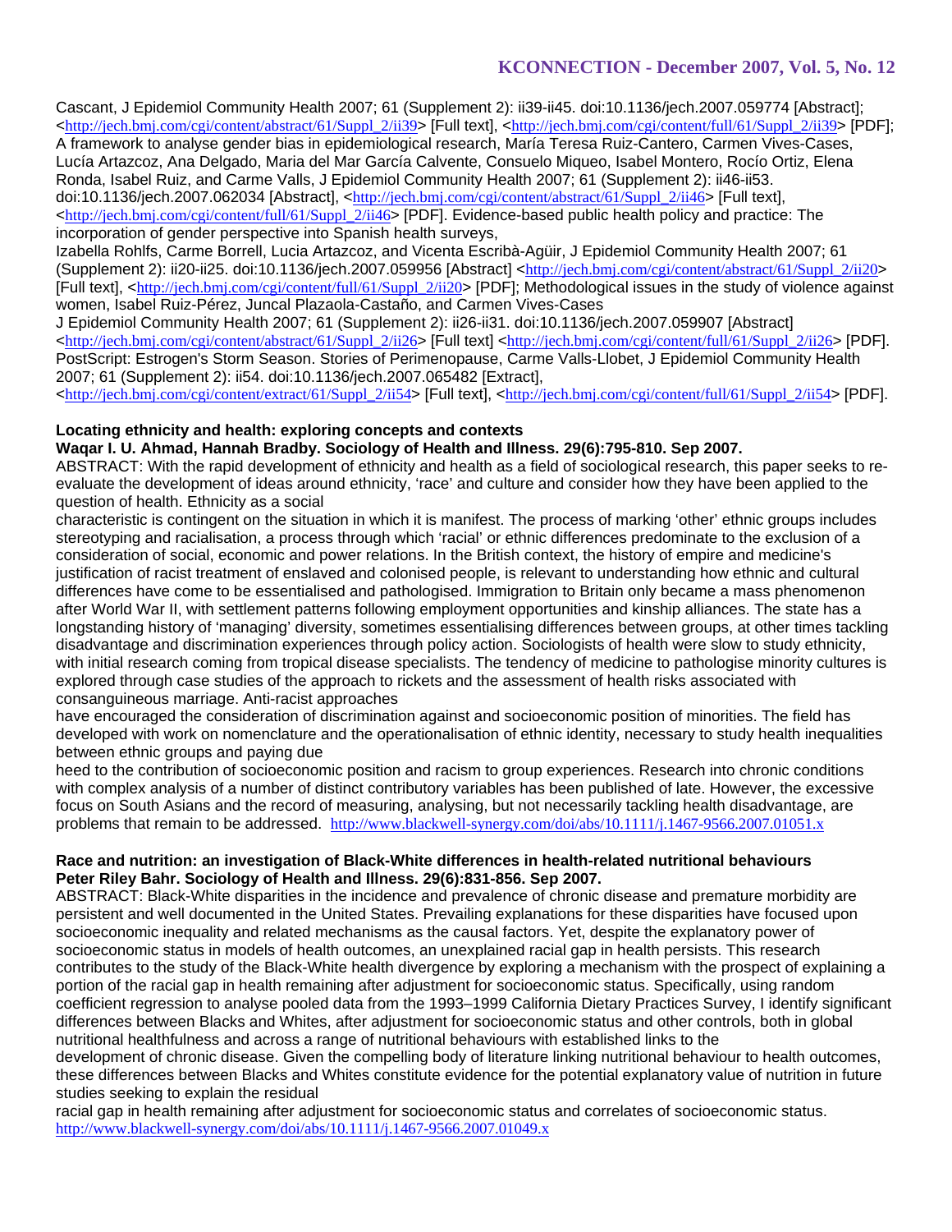Cascant, J Epidemiol Community Health 2007; 61 (Supplement 2): ii39-ii45. doi:10.1136/jech.2007.059774 [Abstract]; <http://jech.bmj.com/cgi/content/abstract/61/Suppl_2/ii39> [Full text], <http://jech.bmj.com/cgi/content/full/61/Suppl_2/ii39> [PDF]; A framework to analyse gender bias in epidemiological research, María Teresa Ruiz-Cantero, Carmen Vives-Cases, Lucía Artazcoz, Ana Delgado, Maria del Mar García Calvente, Consuelo Miqueo, Isabel Montero, Rocío Ortiz, Elena Ronda, Isabel Ruiz, and Carme Valls, J Epidemiol Community Health 2007; 61 (Supplement 2): ii46-ii53. doi:10.1136/jech.2007.062034 [Abstract], <http://jech.bmj.com/cgi/content/abstract/61/Suppl_2/ii46> [Full text], <http://jech.bmj.com/cgi/content/full/61/Suppl_2/ii46> [PDF]. Evidence-based public health policy and practice: The incorporation of gender perspective into Spanish health surveys,
Izabella Rohlfs, Carme Borrell, Lucia Artazcoz, and Vicenta Escribà-Agüir, J Epidemiol Community Health 2007; 61 (Supplement 2): ii20-ii25. doi:10.1136/jech.2007.059956 [Abstract] <http://jech.bmj.com/cgi/content/abstract/61/Suppl_2/ii20> [Full text], <http://jech.bmj.com/cgi/content/full/61/Suppl_2/ii20> [PDF]; Methodological issues in the study of violence against women, Isabel Ruiz-Pérez, Juncal Plazaola-Castaño, and Carmen Vives-Cases
J Epidemiol Community Health 2007; 61 (Supplement 2): ii26-ii31. doi:10.1136/jech.2007.059907 [Abstract] <http://jech.bmj.com/cgi/content/abstract/61/Suppl_2/ii26> [Full text] <http://jech.bmj.com/cgi/content/full/61/Suppl_2/ii26> [PDF]. PostScript: Estrogen's Storm Season. Stories of Perimenopause, Carme Valls-Llobet, J Epidemiol Community Health 2007; 61 (Supplement 2): ii54. doi:10.1136/jech.2007.065482 [Extract], <http://jech.bmj.com/cgi/content/extract/61/Suppl_2/ii54> [Full text], <http://jech.bmj.com/cgi/content/full/61/Suppl_2/ii54> [PDF].

**Locating ethnicity and health: exploring concepts and contexts**
**Waqar I. U. Ahmad, Hannah Bradby. Sociology of Health and Illness. 29(6):795-810. Sep 2007.**
ABSTRACT: With the rapid development of ethnicity and health as a field of sociological research, this paper seeks to re-evaluate the development of ideas around ethnicity, 'race' and culture and consider how they have been applied to the question of health. Ethnicity as a social characteristic is contingent on the situation in which it is manifest. The process of marking 'other' ethnic groups includes stereotyping and racialisation, a process through which 'racial' or ethnic differences predominate to the exclusion of a consideration of social, economic and power relations. In the British context, the history of empire and medicine's justification of racist treatment of enslaved and colonised people, is relevant to understanding how ethnic and cultural differences have come to be essentialised and pathologised. Immigration to Britain only became a mass phenomenon after World War II, with settlement patterns following employment opportunities and kinship alliances. The state has a longstanding history of 'managing' diversity, sometimes essentialising differences between groups, at other times tackling disadvantage and discrimination experiences through policy action. Sociologists of health were slow to study ethnicity, with initial research coming from tropical disease specialists. The tendency of medicine to pathologise minority cultures is explored through case studies of the approach to rickets and the assessment of health risks associated with consanguineous marriage. Anti-racist approaches have encouraged the consideration of discrimination against and socioeconomic position of minorities. The field has developed with work on nomenclature and the operationalisation of ethnic identity, necessary to study health inequalities between ethnic groups and paying due heed to the contribution of socioeconomic position and racism to group experiences. Research into chronic conditions with complex analysis of a number of distinct contributory variables has been published of late. However, the excessive focus on South Asians and the record of measuring, analysing, but not necessarily tackling health disadvantage, are problems that remain to be addressed. http://www.blackwell-synergy.com/doi/abs/10.1111/j.1467-9566.2007.01051.x

**Race and nutrition: an investigation of Black-White differences in health-related nutritional behaviours**
**Peter Riley Bahr. Sociology of Health and Illness. 29(6):831-856. Sep 2007.**
ABSTRACT: Black-White disparities in the incidence and prevalence of chronic disease and premature morbidity are persistent and well documented in the United States. Prevailing explanations for these disparities have focused upon socioeconomic inequality and related mechanisms as the causal factors. Yet, despite the explanatory power of socioeconomic status in models of health outcomes, an unexplained racial gap in health persists. This research contributes to the study of the Black-White health divergence by exploring a mechanism with the prospect of explaining a portion of the racial gap in health remaining after adjustment for socioeconomic status. Specifically, using random coefficient regression to analyse pooled data from the 1993–1999 California Dietary Practices Survey, I identify significant differences between Blacks and Whites, after adjustment for socioeconomic status and other controls, both in global nutritional healthfulness and across a range of nutritional behaviours with established links to the development of chronic disease. Given the compelling body of literature linking nutritional behaviour to health outcomes, these differences between Blacks and Whites constitute evidence for the potential explanatory value of nutrition in future studies seeking to explain the residual racial gap in health remaining after adjustment for socioeconomic status and correlates of socioeconomic status.
http://www.blackwell-synergy.com/doi/abs/10.1111/j.1467-9566.2007.01049.x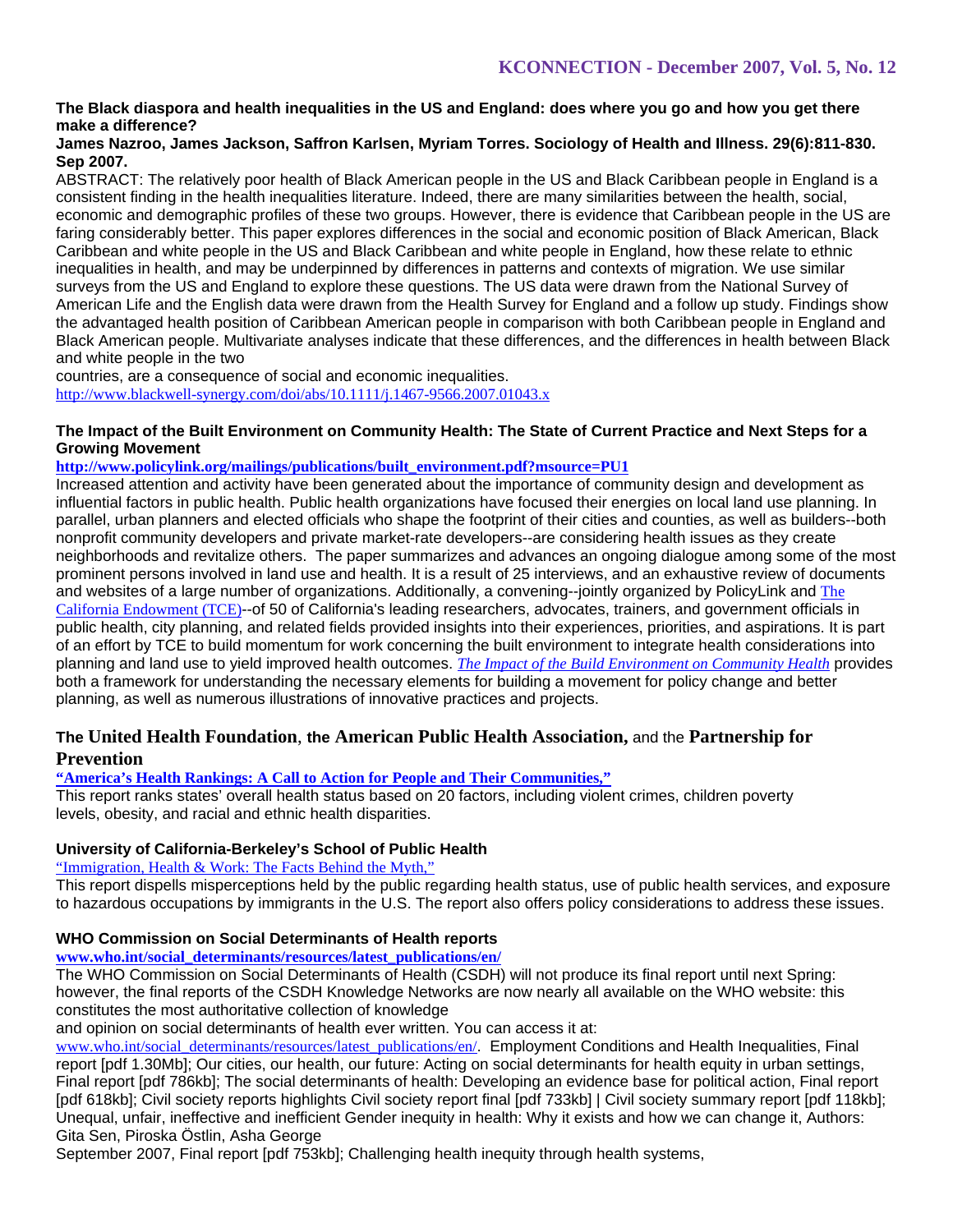**The Black diaspora and health inequalities in the US and England: does where you go and how you get there make a difference?**

**James Nazroo, James Jackson, Saffron Karlsen, Myriam Torres. Sociology of Health and Illness. 29(6):811-830. Sep 2007.**

ABSTRACT: The relatively poor health of Black American people in the US and Black Caribbean people in England is a consistent finding in the health inequalities literature. Indeed, there are many similarities between the health, social, economic and demographic profiles of these two groups. However, there is evidence that Caribbean people in the US are faring considerably better. This paper explores differences in the social and economic position of Black American, Black Caribbean and white people in the US and Black Caribbean and white people in England, how these relate to ethnic inequalities in health, and may be underpinned by differences in patterns and contexts of migration. We use similar surveys from the US and England to explore these questions. The US data were drawn from the National Survey of American Life and the English data were drawn from the Health Survey for England and a follow up study. Findings show the advantaged health position of Caribbean American people in comparison with both Caribbean people in England and Black American people. Multivariate analyses indicate that these differences, and the differences in health between Black and white people in the two countries, are a consequence of social and economic inequalities.

http://www.blackwell-synergy.com/doi/abs/10.1111/j.1467-9566.2007.01043.x

**The Impact of the Built Environment on Community Health: The State of Current Practice and Next Steps for a Growing Movement**

**http://www.policylink.org/mailings/publications/built_environment.pdf?msource=PU1**

Increased attention and activity have been generated about the importance of community design and development as influential factors in public health. Public health organizations have focused their energies on local land use planning. In parallel, urban planners and elected officials who shape the footprint of their cities and counties, as well as builders--both nonprofit community developers and private market-rate developers--are considering health issues as they create neighborhoods and revitalize others. The paper summarizes and advances an ongoing dialogue among some of the most prominent persons involved in land use and health. It is a result of 25 interviews, and an exhaustive review of documents and websites of a large number of organizations. Additionally, a convening--jointly organized by PolicyLink and The California Endowment (TCE)--of 50 of California's leading researchers, advocates, trainers, and government officials in public health, city planning, and related fields provided insights into their experiences, priorities, and aspirations. It is part of an effort by TCE to build momentum for work concerning the built environment to integrate health considerations into planning and land use to yield improved health outcomes. *The Impact of the Build Environment on Community Health* provides both a framework for understanding the necessary elements for building a movement for policy change and better planning, as well as numerous illustrations of innovative practices and projects.

**The United Health Foundation**, **the American Public Health Association,** and the **Partnership for Prevention**

**"America's Health Rankings: A Call to Action for People and Their Communities,"**

This report ranks states' overall health status based on 20 factors, including violent crimes, children poverty levels, obesity, and racial and ethnic health disparities.

**University of California-Berkeley's School of Public Health**

"Immigration, Health & Work: The Facts Behind the Myth,"

This report dispells misperceptions held by the public regarding health status, use of public health services, and exposure to hazardous occupations by immigrants in the U.S. The report also offers policy considerations to address these issues.

**WHO Commission on Social Determinants of Health reports**

**www.who.int/social_determinants/resources/latest_publications/en/**

The WHO Commission on Social Determinants of Health (CSDH) will not produce its final report until next Spring: however, the final reports of the CSDH Knowledge Networks are now nearly all available on the WHO website: this constitutes the most authoritative collection of knowledge and opinion on social determinants of health ever written. You can access it at: www.who.int/social_determinants/resources/latest_publications/en/. Employment Conditions and Health Inequalities, Final report [pdf 1.30Mb]; Our cities, our health, our future: Acting on social determinants for health equity in urban settings, Final report [pdf 786kb]; The social determinants of health: Developing an evidence base for political action, Final report [pdf 618kb]; Civil society reports highlights Civil society report final [pdf 733kb] | Civil society summary report [pdf 118kb]; Unequal, unfair, ineffective and inefficient Gender inequity in health: Why it exists and how we can change it, Authors: Gita Sen, Piroska Östlin, Asha George September 2007, Final report [pdf 753kb]; Challenging health inequity through health systems,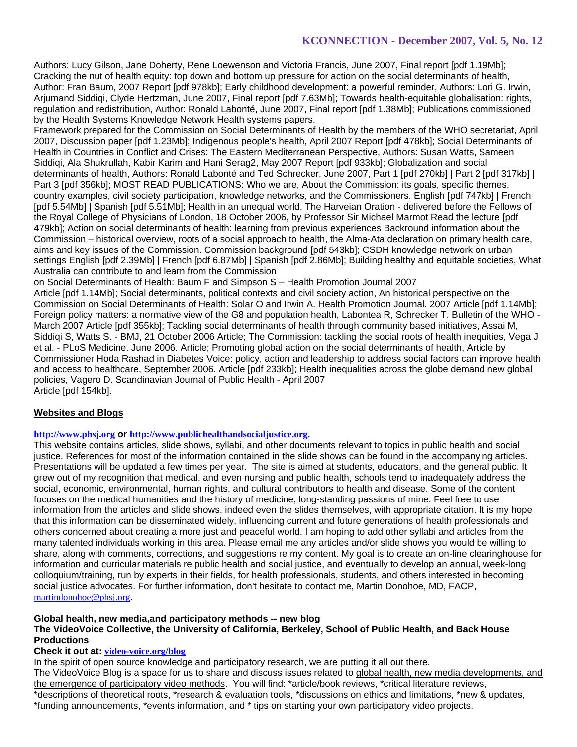Authors: Lucy Gilson, Jane Doherty, Rene Loewenson and Victoria Francis, June 2007, Final report [pdf 1.19Mb]; Cracking the nut of health equity: top down and bottom up pressure for action on the social determinants of health, Author: Fran Baum, 2007 Report [pdf 978kb]; Early childhood development: a powerful reminder, Authors: Lori G. Irwin, Arjumand Siddiqi, Clyde Hertzman, June 2007, Final report [pdf 7.63Mb]; Towards health-equitable globalisation: rights, regulation and redistribution, Author: Ronald Labonté, June 2007, Final report [pdf 1.38Mb]; Publications commissioned by the Health Systems Knowledge Network Health systems papers,

Framework prepared for the Commission on Social Determinants of Health by the members of the WHO secretariat, April 2007, Discussion paper [pdf 1.23Mb]; Indigenous people's health, April 2007 Report [pdf 478kb]; Social Determinants of Health in Countries in Conflict and Crises: The Eastern Mediterranean Perspective, Authors: Susan Watts, Sameen Siddiqi, Ala Shukrullah, Kabir Karim and Hani Serag2, May 2007 Report [pdf 933kb]; Globalization and social determinants of health, Authors: Ronald Labonté and Ted Schrecker, June 2007, Part 1 [pdf 270kb] | Part 2 [pdf 317kb] | Part 3 [pdf 356kb]; MOST READ PUBLICATIONS: Who we are, About the Commission: its goals, specific themes, country examples, civil society participation, knowledge networks, and the Commissioners. English [pdf 747kb] | French [pdf 5.54Mb] | Spanish [pdf 5.51Mb]; Health in an unequal world, The Harveian Oration - delivered before the Fellows of the Royal College of Physicians of London, 18 October 2006, by Professor Sir Michael Marmot Read the lecture [pdf 479kb]; Action on social determinants of health: learning from previous experiences Backround information about the Commission – historical overview, roots of a social approach to health, the Alma-Ata declaration on primary health care, aims and key issues of the Commission. Commission background [pdf 543kb]; CSDH knowledge network on urban settings English [pdf 2.39Mb] | French [pdf 6.87Mb] | Spanish [pdf 2.86Mb]; Building healthy and equitable societies, What Australia can contribute to and learn from the Commission

on Social Determinants of Health: Baum F and Simpson S – Health Promotion Journal 2007

Article [pdf 1.14Mb]; Social determinants, political contexts and civil society action, An historical perspective on the Commission on Social Determinants of Health: Solar O and Irwin A. Health Promotion Journal. 2007 Article [pdf 1.14Mb]; Foreign policy matters: a normative view of the G8 and population health, Labontea R, Schrecker T. Bulletin of the WHO - March 2007 Article [pdf 355kb]; Tackling social determinants of health through community based initiatives, Assai M, Siddiqi S, Watts S. - BMJ, 21 October 2006 Article; The Commission: tackling the social roots of health inequities, Vega J et al. - PLoS Medicine. June 2006. Article; Promoting global action on the social determinants of health, Article by Commissioner Hoda Rashad in Diabetes Voice: policy, action and leadership to address social factors can improve health and access to healthcare, September 2006. Article [pdf 233kb]; Health inequalities across the globe demand new global policies, Vagero D. Scandinavian Journal of Public Health - April 2007

Article [pdf 154kb].

## Websites and Blogs

**http://www.phsj.org or http://www.publichealthandsocialjustice.org.**

This website contains articles, slide shows, syllabi, and other documents relevant to topics in public health and social justice. References for most of the information contained in the slide shows can be found in the accompanying articles. Presentations will be updated a few times per year. The site is aimed at students, educators, and the general public. It grew out of my recognition that medical, and even nursing and public health, schools tend to inadequately address the social, economic, environmental, human rights, and cultural contributors to health and disease. Some of the content focuses on the medical humanities and the history of medicine, long-standing passions of mine. Feel free to use information from the articles and slide shows, indeed even the slides themselves, with appropriate citation. It is my hope that this information can be disseminated widely, influencing current and future generations of health professionals and others concerned about creating a more just and peaceful world. I am hoping to add other syllabi and articles from the many talented individuals working in this area. Please email me any articles and/or slide shows you would be willing to share, along with comments, corrections, and suggestions re my content. My goal is to create an on-line clearinghouse for information and curricular materials re public health and social justice, and eventually to develop an annual, week-long colloquium/training, run by experts in their fields, for health professionals, students, and others interested in becoming social justice advocates. For further information, don't hesitate to contact me, Martin Donohoe, MD, FACP, martindonohoe@phsj.org.

**Global health, new media,and participatory methods -- new blog**

**The VideoVoice Collective, the University of California, Berkeley, School of Public Health, and Back House Productions**

**Check it out at: video-voice.org/blog**

In the spirit of open source knowledge and participatory research, we are putting it all out there.

The VideoVoice Blog is a space for us to share and discuss issues related to global health, new media developments, and the emergence of participatory video methods. You will find: *article/book reviews, *critical literature reviews, *descriptions of theoretical roots, *research & evaluation tools, *discussions on ethics and limitations, *new & updates, *funding announcements, *events information, and * tips on starting your own participatory video projects.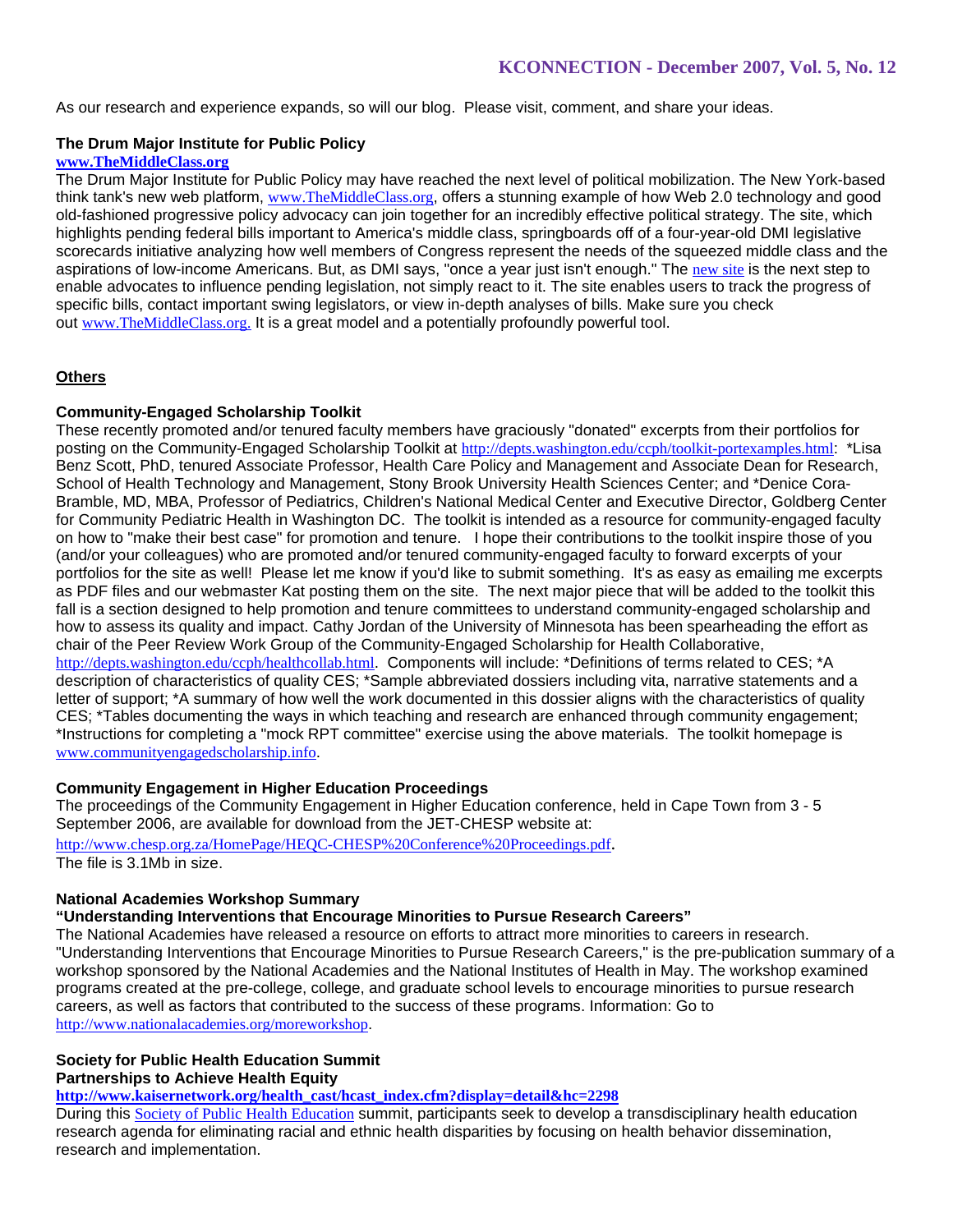As our research and experience expands, so will our blog. Please visit, comment, and share your ideas.

### The Drum Major Institute for Public Policy

**www.TheMiddleClass.org**

The Drum Major Institute for Public Policy may have reached the next level of political mobilization. The New York-based think tank's new web platform, www.TheMiddleClass.org, offers a stunning example of how Web 2.0 technology and good old-fashioned progressive policy advocacy can join together for an incredibly effective political strategy. The site, which highlights pending federal bills important to America's middle class, springboards off of a four-year-old DMI legislative scorecards initiative analyzing how well members of Congress represent the needs of the squeezed middle class and the aspirations of low-income Americans. But, as DMI says, "once a year just isn't enough." The new site is the next step to enable advocates to influence pending legislation, not simply react to it. The site enables users to track the progress of specific bills, contact important swing legislators, or view in-depth analyses of bills. Make sure you check out www.TheMiddleClass.org. It is a great model and a potentially profoundly powerful tool.

## Others

### Community-Engaged Scholarship Toolkit

These recently promoted and/or tenured faculty members have graciously "donated" excerpts from their portfolios for posting on the Community-Engaged Scholarship Toolkit at http://depts.washington.edu/ccph/toolkit-portexamples.html: *Lisa Benz Scott, PhD, tenured Associate Professor, Health Care Policy and Management and Associate Dean for Research, School of Health Technology and Management, Stony Brook University Health Sciences Center; and *Denice Cora-Bramble, MD, MBA, Professor of Pediatrics, Children's National Medical Center and Executive Director, Goldberg Center for Community Pediatric Health in Washington DC. The toolkit is intended as a resource for community-engaged faculty on how to "make their best case" for promotion and tenure. I hope their contributions to the toolkit inspire those of you (and/or your colleagues) who are promoted and/or tenured community-engaged faculty to forward excerpts of your portfolios for the site as well! Please let me know if you'd like to submit something. It's as easy as emailing me excerpts as PDF files and our webmaster Kat posting them on the site. The next major piece that will be added to the toolkit this fall is a section designed to help promotion and tenure committees to understand community-engaged scholarship and how to assess its quality and impact. Cathy Jordan of the University of Minnesota has been spearheading the effort as chair of the Peer Review Work Group of the Community-Engaged Scholarship for Health Collaborative, http://depts.washington.edu/ccph/healthcollab.html. Components will include: *Definitions of terms related to CES; *A description of characteristics of quality CES; *Sample abbreviated dossiers including vita, narrative statements and a letter of support; *A summary of how well the work documented in this dossier aligns with the characteristics of quality CES; *Tables documenting the ways in which teaching and research are enhanced through community engagement; *Instructions for completing a "mock RPT committee" exercise using the above materials. The toolkit homepage is www.communityengagedscholarship.info.

### Community Engagement in Higher Education Proceedings

The proceedings of the Community Engagement in Higher Education conference, held in Cape Town from 3 - 5 September 2006, are available for download from the JET-CHESP website at:

http://www.chesp.org.za/HomePage/HEQC-CHESP%20Conference%20Proceedings.pdf.

The file is 3.1Mb in size.

### National Academies Workshop Summary
### "Understanding Interventions that Encourage Minorities to Pursue Research Careers"

The National Academies have released a resource on efforts to attract more minorities to careers in research. "Understanding Interventions that Encourage Minorities to Pursue Research Careers," is the pre-publication summary of a workshop sponsored by the National Academies and the National Institutes of Health in May. The workshop examined programs created at the pre-college, college, and graduate school levels to encourage minorities to pursue research careers, as well as factors that contributed to the success of these programs. Information: Go to http://www.nationalacademies.org/moreworkshop.

### Society for Public Health Education Summit
### Partnerships to Achieve Health Equity

**http://www.kaisernetwork.org/health_cast/hcast_index.cfm?display=detail&hc=2298**

During this Society of Public Health Education summit, participants seek to develop a transdisciplinary health education research agenda for eliminating racial and ethnic health disparities by focusing on health behavior dissemination, research and implementation.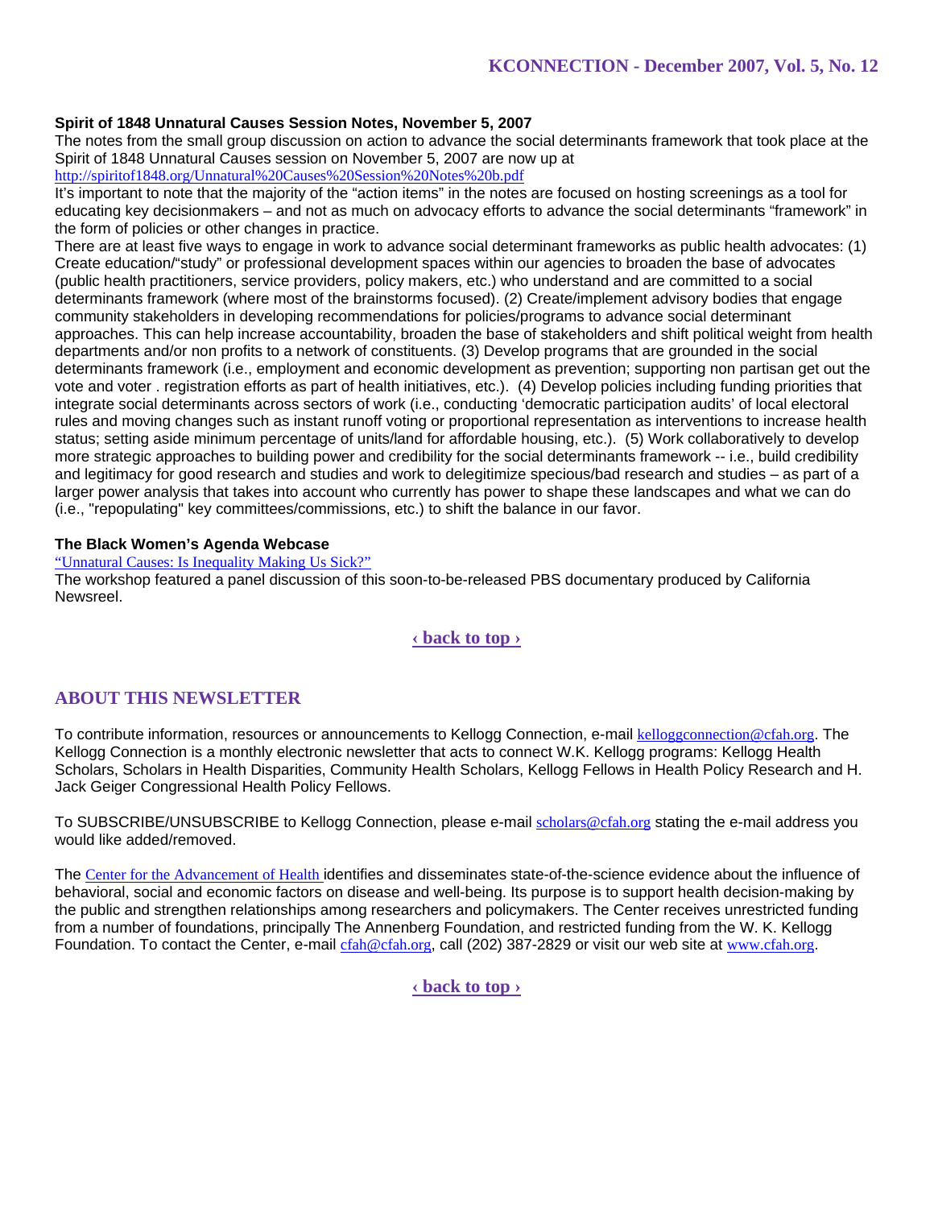**Spirit of 1848 Unnatural Causes Session Notes, November 5, 2007**

The notes from the small group discussion on action to advance the social determinants framework that took place at the Spirit of 1848 Unnatural Causes session on November 5, 2007 are now up at
http://spiritof1848.org/Unnatural%20Causes%20Session%20Notes%20b.pdf

It's important to note that the majority of the "action items" in the notes are focused on hosting screenings as a tool for educating key decisionmakers – and not as much on advocacy efforts to advance the social determinants "framework" in the form of policies or other changes in practice.

There are at least five ways to engage in work to advance social determinant frameworks as public health advocates: (1) Create education/"study" or professional development spaces within our agencies to broaden the base of advocates (public health practitioners, service providers, policy makers, etc.) who understand and are committed to a social determinants framework (where most of the brainstorms focused). (2) Create/implement advisory bodies that engage community stakeholders in developing recommendations for policies/programs to advance social determinant approaches. This can help increase accountability, broaden the base of stakeholders and shift political weight from health departments and/or non profits to a network of constituents. (3) Develop programs that are grounded in the social determinants framework (i.e., employment and economic development as prevention; supporting non partisan get out the vote and voter . registration efforts as part of health initiatives, etc.). (4) Develop policies including funding priorities that integrate social determinants across sectors of work (i.e., conducting 'democratic participation audits' of local electoral rules and moving changes such as instant runoff voting or proportional representation as interventions to increase health status; setting aside minimum percentage of units/land for affordable housing, etc.). (5) Work collaboratively to develop more strategic approaches to building power and credibility for the social determinants framework -- i.e., build credibility and legitimacy for good research and studies and work to delegitimize specious/bad research and studies – as part of a larger power analysis that takes into account who currently has power to shape these landscapes and what we can do (i.e., "repopulating" key committees/commissions, etc.) to shift the balance in our favor.

**The Black Women's Agenda Webcast**

"Unnatural Causes: Is Inequality Making Us Sick?"

The workshop featured a panel discussion of this soon-to-be-released PBS documentary produced by California Newsreel.

**‹ back to top ›**

## ABOUT THIS NEWSLETTER

To contribute information, resources or announcements to Kellogg Connection, e-mail kelloggconnection@cfah.org. The Kellogg Connection is a monthly electronic newsletter that acts to connect W.K. Kellogg programs: Kellogg Health Scholars, Scholars in Health Disparities, Community Health Scholars, Kellogg Fellows in Health Policy Research and H. Jack Geiger Congressional Health Policy Fellows.

To SUBSCRIBE/UNSUBSCRIBE to Kellogg Connection, please e-mail scholars@cfah.org stating the e-mail address you would like added/removed.

The Center for the Advancement of Health identifies and disseminates state-of-the-science evidence about the influence of behavioral, social and economic factors on disease and well-being. Its purpose is to support health decision-making by the public and strengthen relationships among researchers and policymakers. The Center receives unrestricted funding from a number of foundations, principally The Annenberg Foundation, and restricted funding from the W. K. Kellogg Foundation. To contact the Center, e-mail cfah@cfah.org, call (202) 387-2829 or visit our web site at www.cfah.org.

**‹ back to top ›**